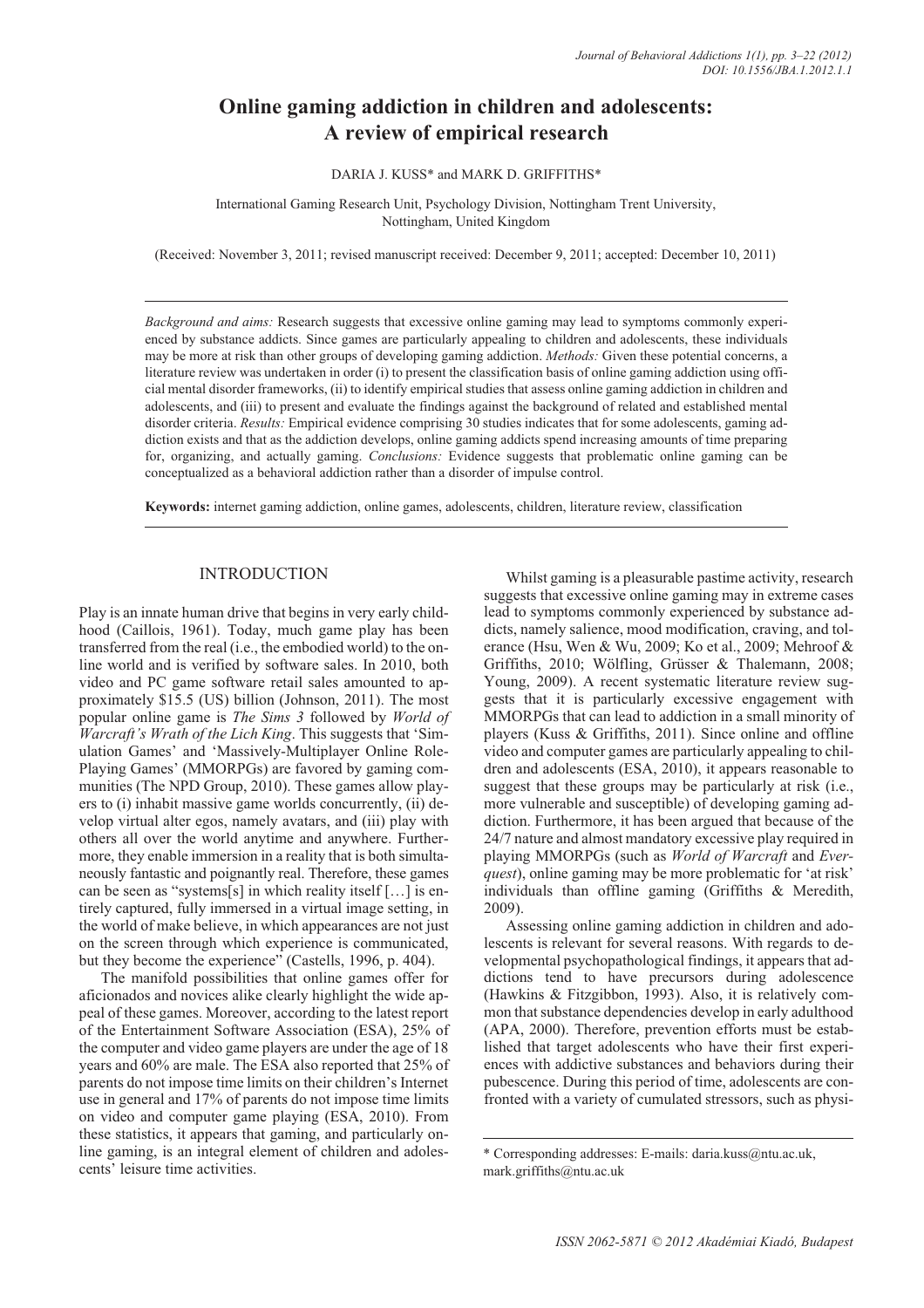# Online gaming addiction in children and adolescents: A review of empirical research

DARIA J. KUSS* and MARK D. GRIFFITHS*

International Gaming Research Unit, Psychology Division, Nottingham Trent University, Nottingham, United Kingdom

(Received: November 3, 2011; revised manuscript received: December 9, 2011; accepted: December 10, 2011)

*Background and aims:* Research suggests that excessive online gaming may lead to symptoms commonly experienced by substance addicts. Since games are particularly appealing to children and adolescents, these individuals may be more at risk than other groups of developing gaming addiction. *Methods:* Given these potential concerns, a literature review was undertaken in order (i) to present the classification basis of online gaming addiction using official mental disorder frameworks, (ii) to identify empirical studies that assess online gaming addiction in children and adolescents, and (iii) to present and evaluate the findings against the background of related and established mental disorder criteria. *Results:* Empirical evidence comprising 30 studies indicates that for some adolescents, gaming addiction exists and that as the addiction develops, online gaming addicts spend increasing amounts of time preparing for, organizing, and actually gaming. *Conclusions:* Evidence suggests that problematic online gaming can be conceptualized as a behavioral addiction rather than a disorder of impulse control.

**Keywords:** internet gaming addiction, online games, adolescents, children, literature review, classification

## INTRODUCTION

Play is an innate human drive that begins in very early childhood (Caillois, 1961). Today, much game play has been transferred from the real (i.e., the embodied world) to the online world and is verified by software sales. In 2010, both video and PC game software retail sales amounted to approximately $15.5 (US) billion (Johnson, 2011). The most popular online game is *The Sims 3* followed by *World of Warcraft's Wrath of the Lich King*. This suggests that 'Simulation Games' and 'Massively-Multiplayer Online Role-Playing Games' (MMORPGs) are favored by gaming communities (The NPD Group, 2010). These games allow players to (i) inhabit massive game worlds concurrently, (ii) develop virtual alter egos, namely avatars, and (iii) play with others all over the world anytime and anywhere. Furthermore, they enable immersion in a reality that is both simultaneously fantastic and poignantly real. Therefore, these games can be seen as "systems[s] in which reality itself […] is entirely captured, fully immersed in a virtual image setting, in the world of make believe, in which appearances are not just on the screen through which experience is communicated, but they become the experience" (Castells, 1996, p. 404).

The manifold possibilities that online games offer for aficionados and novices alike clearly highlight the wide appeal of these games. Moreover, according to the latest report of the Entertainment Software Association (ESA), 25% of the computer and video game players are under the age of 18 years and 60% are male. The ESA also reported that 25% of parents do not impose time limits on their children's Internet use in general and 17% of parents do not impose time limits on video and computer game playing (ESA, 2010). From these statistics, it appears that gaming, and particularly online gaming, is an integral element of children and adolescents' leisure time activities.

Whilst gaming is a pleasurable pastime activity, research suggests that excessive online gaming may in extreme cases lead to symptoms commonly experienced by substance addicts, namely salience, mood modification, craving, and tolerance (Hsu, Wen & Wu, 2009; Ko et al., 2009; Mehroof & Griffiths, 2010; Wölfling, Grüsser & Thalemann, 2008; Young, 2009). A recent systematic literature review suggests that it is particularly excessive engagement with MMORPGs that can lead to addiction in a small minority of players (Kuss & Griffiths, 2011). Since online and offline video and computer games are particularly appealing to children and adolescents (ESA, 2010), it appears reasonable to suggest that these groups may be particularly at risk (i.e., more vulnerable and susceptible) of developing gaming addiction. Furthermore, it has been argued that because of the 24/7 nature and almost mandatory excessive play required in playing MMORPGs (such as *World of Warcraft* and *Everquest*), online gaming may be more problematic for 'at risk' individuals than offline gaming (Griffiths & Meredith, 2009).

Assessing online gaming addiction in children and adolescents is relevant for several reasons. With regards to developmental psychopathological findings, it appears that addictions tend to have precursors during adolescence (Hawkins & Fitzgibbon, 1993). Also, it is relatively common that substance dependencies develop in early adulthood (APA, 2000). Therefore, prevention efforts must be established that target adolescents who have their first experiences with addictive substances and behaviors during their pubescence. During this period of time, adolescents are confronted with a variety of cumulated stressors, such as physi-

\* Corresponding addresses: E-mails: daria.kuss@ntu.ac.uk, mark.griffiths@ntu.ac.uk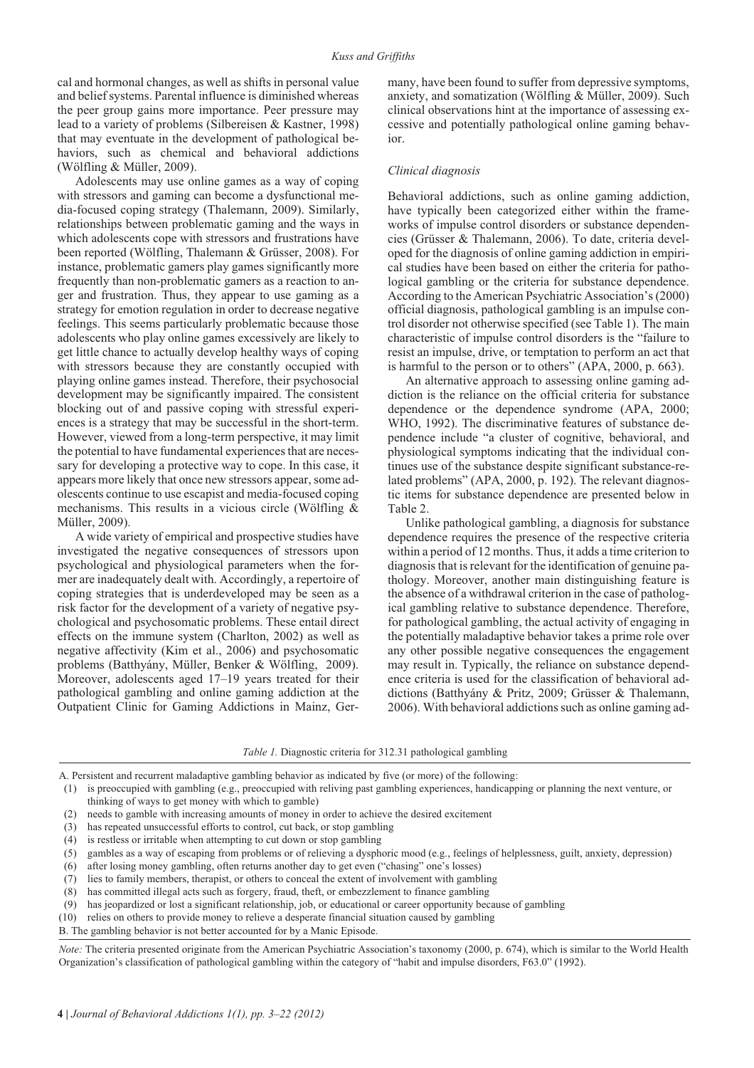cal and hormonal changes, as well as shifts in personal value and belief systems. Parental influence is diminished whereas the peer group gains more importance. Peer pressure may lead to a variety of problems (Silbereisen & Kastner, 1998) that may eventuate in the development of pathological behaviors, such as chemical and behavioral addictions (Wölfling & Müller, 2009).

Adolescents may use online games as a way of coping with stressors and gaming can become a dysfunctional media-focused coping strategy (Thalemann, 2009). Similarly, relationships between problematic gaming and the ways in which adolescents cope with stressors and frustrations have been reported (Wölfling, Thalemann & Grüsser, 2008). For instance, problematic gamers play games significantly more frequently than non-problematic gamers as a reaction to anger and frustration. Thus, they appear to use gaming as a strategy for emotion regulation in order to decrease negative feelings. This seems particularly problematic because those adolescents who play online games excessively are likely to get little chance to actually develop healthy ways of coping with stressors because they are constantly occupied with playing online games instead. Therefore, their psychosocial development may be significantly impaired. The consistent blocking out of and passive coping with stressful experiences is a strategy that may be successful in the short-term. However, viewed from a long-term perspective, it may limit the potential to have fundamental experiences that are necessary for developing a protective way to cope. In this case, it appears more likely that once new stressors appear, some adolescents continue to use escapist and media-focused coping mechanisms. This results in a vicious circle (Wölfling & Müller, 2009).

A wide variety of empirical and prospective studies have investigated the negative consequences of stressors upon psychological and physiological parameters when the former are inadequately dealt with. Accordingly, a repertoire of coping strategies that is underdeveloped may be seen as a risk factor for the development of a variety of negative psychological and psychosomatic problems. These entail direct effects on the immune system (Charlton, 2002) as well as negative affectivity (Kim et al., 2006) and psychosomatic problems (Batthyány, Müller, Benker & Wölfling, 2009). Moreover, adolescents aged 17–19 years treated for their pathological gambling and online gaming addiction at the Outpatient Clinic for Gaming Addictions in Mainz, Germany, have been found to suffer from depressive symptoms, anxiety, and somatization (Wölfling & Müller, 2009). Such clinical observations hint at the importance of assessing excessive and potentially pathological online gaming behavior.

### *Clinical diagnosis*

Behavioral addictions, such as online gaming addiction, have typically been categorized either within the frameworks of impulse control disorders or substance dependencies (Grüsser & Thalemann, 2006). To date, criteria developed for the diagnosis of online gaming addiction in empirical studies have been based on either the criteria for pathological gambling or the criteria for substance dependence. According to the American Psychiatric Association's (2000) official diagnosis, pathological gambling is an impulse control disorder not otherwise specified (see Table 1). The main characteristic of impulse control disorders is the "failure to resist an impulse, drive, or temptation to perform an act that is harmful to the person or to others" (APA, 2000, p. 663).

An alternative approach to assessing online gaming addiction is the reliance on the official criteria for substance dependence or the dependence syndrome (APA, 2000; WHO, 1992). The discriminative features of substance dependence include "a cluster of cognitive, behavioral, and physiological symptoms indicating that the individual continues use of the substance despite significant substance-related problems" (APA, 2000, p. 192). The relevant diagnostic items for substance dependence are presented below in Table 2.

Unlike pathological gambling, a diagnosis for substance dependence requires the presence of the respective criteria within a period of 12 months. Thus, it adds a time criterion to diagnosis that is relevant for the identification of genuine pathology. Moreover, another main distinguishing feature is the absence of a withdrawal criterion in the case of pathological gambling relative to substance dependence. Therefore, for pathological gambling, the actual activity of engaging in the potentially maladaptive behavior takes a prime role over any other possible negative consequences the engagement may result in. Typically, the reliance on substance dependence criteria is used for the classification of behavioral addictions (Batthyány & Pritz, 2009; Grüsser & Thalemann, 2006). With behavioral addictions such as online gaming ad-

*Table 1.* Diagnostic criteria for 312.31 pathological gambling

| A. Persistent and recurrent maladaptive gambling behavior as indicated by five (or more) of the following: |
|---|
| (1) is preoccupied with gambling (e.g., preoccupied with reliving past gambling experiences, handicapping or planning the next venture, or thinking of ways to get money with which to gamble) |
| (2) needs to gamble with increasing amounts of money in order to achieve the desired excitement |
| (3) has repeated unsuccessful efforts to control, cut back, or stop gambling |
| (4) is restless or irritable when attempting to cut down or stop gambling |
| (5) gambles as a way of escaping from problems or of relieving a dysphoric mood (e.g., feelings of helplessness, guilt, anxiety, depression) |
| (6) after losing money gambling, often returns another day to get even ("chasing" one's losses) |
| (7) lies to family members, therapist, or others to conceal the extent of involvement with gambling |
| (8) has committed illegal acts such as forgery, fraud, theft, or embezzlement to finance gambling |
| (9) has jeopardized or lost a significant relationship, job, or educational or career opportunity because of gambling |
| (10) relies on others to provide money to relieve a desperate financial situation caused by gambling |
| B. The gambling behavior is not better accounted for by a Manic Episode. |

*Note:* The criteria presented originate from the American Psychiatric Association's taxonomy (2000, p. 674), which is similar to the World Health Organization's classification of pathological gambling within the category of "habit and impulse disorders, F63.0" (1992).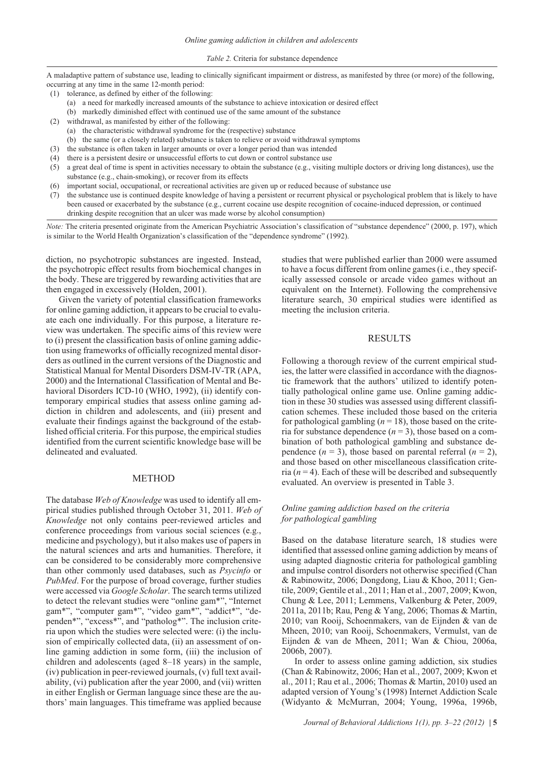*Table 2.* Criteria for substance dependence

A maladaptive pattern of substance use, leading to clinically significant impairment or distress, as manifested by three (or more) of the following, occurring at any time in the same 12-month period:

(1) tolerance, as defined by either of the following:
 (a) a need for markedly increased amounts of the substance to achieve intoxication or desired effect
 (b) markedly diminished effect with continued use of the same amount of the substance

(2) withdrawal, as manifested by either of the following:
 (a) the characteristic withdrawal syndrome for the (respective) substance
 (b) the same (or a closely related) substance is taken to relieve or avoid withdrawal symptoms

(3) the substance is often taken in larger amounts or over a longer period than was intended

(4) there is a persistent desire or unsuccessful efforts to cut down or control substance use

(5) a great deal of time is spent in activities necessary to obtain the substance (e.g., visiting multiple doctors or driving long distances), use the substance (e.g., chain-smoking), or recover from its effects

(6) important social, occupational, or recreational activities are given up or reduced because of substance use

(7) the substance use is continued despite knowledge of having a persistent or recurrent physical or psychological problem that is likely to have been caused or exacerbated by the substance (e.g., current cocaine use despite recognition of cocaine-induced depression, or continued drinking despite recognition that an ulcer was made worse by alcohol consumption)

*Note:* The criteria presented originate from the American Psychiatric Association's classification of "substance dependence" (2000, p. 197), which is similar to the World Health Organization's classification of the "dependence syndrome" (1992).

diction, no psychotropic substances are ingested. Instead, the psychotropic effect results from biochemical changes in the body. These are triggered by rewarding activities that are then engaged in excessively (Holden, 2001).

Given the variety of potential classification frameworks for online gaming addiction, it appears to be crucial to evaluate each one individually. For this purpose, a literature review was undertaken. The specific aims of this review were to (i) present the classification basis of online gaming addiction using frameworks of officially recognized mental disorders as outlined in the current versions of the Diagnostic and Statistical Manual for Mental Disorders DSM-IV-TR (APA, 2000) and the International Classification of Mental and Behavioral Disorders ICD-10 (WHO, 1992), (ii) identify contemporary empirical studies that assess online gaming addiction in children and adolescents, and (iii) present and evaluate their findings against the background of the established official criteria. For this purpose, the empirical studies identified from the current scientific knowledge base will be delineated and evaluated.

## METHOD

The database *Web of Knowledge* was used to identify all empirical studies published through October 31, 2011. *Web of Knowledge* not only contains peer-reviewed articles and conference proceedings from various social sciences (e.g., medicine and psychology), but it also makes use of papers in the natural sciences and arts and humanities. Therefore, it can be considered to be considerably more comprehensive than other commonly used databases, such as *Psycinfo* or *PubMed*. For the purpose of broad coverage, further studies were accessed via *Google Scholar*. The search terms utilized to detect the relevant studies were "online gam*", "Internet gam*", "computer gam*", "video gam*", "addict*", "dependen*", "excess*", and "patholog*". The inclusion criteria upon which the studies were selected were: (i) the inclusion of empirically collected data, (ii) an assessment of online gaming addiction in some form, (iii) the inclusion of children and adolescents (aged 8–18 years) in the sample, (iv) publication in peer-reviewed journals, (v) full text availability, (vi) publication after the year 2000, and (vii) written in either English or German language since these are the authors' main languages. This timeframe was applied because studies that were published earlier than 2000 were assumed to have a focus different from online games (i.e., they specifically assessed console or arcade video games without an equivalent on the Internet). Following the comprehensive literature search, 30 empirical studies were identified as meeting the inclusion criteria.

## RESULTS

Following a thorough review of the current empirical studies, the latter were classified in accordance with the diagnostic framework that the authors' utilized to identify potentially pathological online game use. Online gaming addiction in these 30 studies was assessed using different classification schemes. These included those based on the criteria for pathological gambling ($n = 18$), those based on the criteria for substance dependence ($n = 3$), those based on a combination of both pathological gambling and substance dependence ($n = 3$), those based on parental referral ($n = 2$), and those based on other miscellaneous classification criteria ($n = 4$). Each of these will be described and subsequently evaluated. An overview is presented in Table 3.

### *Online gaming addiction based on the criteria for pathological gambling*

Based on the database literature search, 18 studies were identified that assessed online gaming addiction by means of using adapted diagnostic criteria for pathological gambling and impulse control disorders not otherwise specified (Chan & Rabinowitz, 2006; Dongdong, Liau & Khoo, 2011; Gentile, 2009; Gentile et al., 2011; Han et al., 2007, 2009; Kwon, Chung & Lee, 2011; Lemmens, Valkenburg & Peter, 2009, 2011a, 2011b; Rau, Peng & Yang, 2006; Thomas & Martin, 2010; van Rooij, Schoenmakers, van de Eijnden & van de Mheen, 2010; van Rooij, Schoenmakers, Vermulst, van de Eijnden & van de Mheen, 2011; Wan & Chiou, 2006a, 2006b, 2007).

In order to assess online gaming addiction, six studies (Chan & Rabinowitz, 2006; Han et al., 2007, 2009; Kwon et al., 2011; Rau et al., 2006; Thomas & Martin, 2010) used an adapted version of Young's (1998) Internet Addiction Scale (Widyanto & McMurran, 2004; Young, 1996a, 1996b,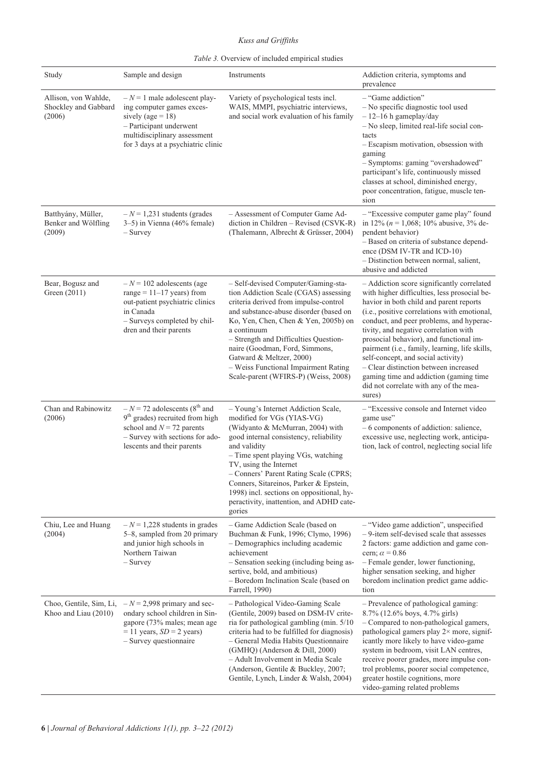*Table 3.* Overview of included empirical studies

| Study | Sample and design | Instruments | Addiction criteria, symptoms and prevalence |
|---|---|---|---|
| Allison, von Wahlde, Shockley and Gabbard (2006) | – $N = 1$ male adolescent playing computer games excessively (age = 18)<br>– Participant underwent multidisciplinary assessment for 3 days at a psychiatric clinic | Variety of psychological tests incl. WAIS, MMPI, psychiatric interviews, and social work evaluation of his family | – "Game addiction"<br>– No specific diagnostic tool used<br>– 12–16 h gameplay/day<br>– No sleep, limited real-life social contacts<br>– Escapism motivation, obsession with gaming<br>– Symptoms: gaming "overshadowed" participant's life, continuously missed classes at school, diminished energy, poor concentration, fatigue, muscle tension |
| Batthyány, Müller, Benker and Wölfling (2009) | – $N = 1,231$ students (grades 3–5) in Vienna (46% female)<br>– Survey | – Assessment of Computer Game Addiction in Children – Revised (CSVK-R) (Thalemann, Albrecht & Grüsser, 2004) | – "Excessive computer game play" found in 12% ($n = 1,068$; 10% abusive, 3% dependent behavior)<br>– Based on criteria of substance dependence (DSM IV-TR and ICD-10)<br>– Distinction between normal, salient, abusive and addicted |
| Bear, Bogusz and Green (2011) | – $N = 102$ adolescents (age range = 11–17 years) from out-patient psychiatric clinics in Canada<br>– Surveys completed by children and their parents | – Self-devised Computer/Gaming-station Addiction Scale (CGAS) assessing criteria derived from impulse-control and substance-abuse disorder (based on Ko, Yen, Chen, Chen & Yen, 2005b) on a continuum<br>– Strength and Difficulties Questionnaire (Goodman, Ford, Simmons, Gatward & Meltzer, 2000)<br>– Weiss Functional Impairment Rating Scale-parent (WFIRS-P) (Weiss, 2008) | – Addiction score significantly correlated with higher difficulties, less prosocial behavior in both child and parent reports (i.e., positive correlations with emotional, conduct, and peer problems, and hyperactivity, and negative correlation with prosocial behavior), and functional impairment (i.e., family, learning, life skills, self-concept, and social activity)<br>– Clear distinction between increased gaming time and addiction (gaming time did not correlate with any of the measures) |
| Chan and Rabinowitz (2006) | – $N = 72$ adolescents (8th and 9th grades) recruited from high school and $N = 72$ parents<br>– Survey with sections for adolescents and their parents | – Young's Internet Addiction Scale, modified for VGs (YIAS-VG) (Widyanto & McMurran, 2004) with good internal consistency, reliability and validity<br>– Time spent playing VGs, watching TV, using the Internet<br>– Conners' Parent Rating Scale (CPRS; Conners, Sitareinos, Parker & Epstein, 1998) incl. sections on oppositional, hyperactivity, inattention, and ADHD categories | – "Excessive console and Internet video game use"<br>– 6 components of addiction: salience, excessive use, neglecting work, anticipation, lack of control, neglecting social life |
| Chiu, Lee and Huang (2004) | – $N = 1,228$ students in grades 5–8, sampled from 20 primary and junior high schools in Northern Taiwan<br>– Survey | – Game Addiction Scale (based on Buchman & Funk, 1996; Clymo, 1996)<br>– Demographics including academic achievement<br>– Sensation seeking (including being assertive, bold, and ambitious)<br>– Boredom Inclination Scale (based on Farrell, 1990) | – "Video game addiction", unspecified<br>– 9-item self-devised scale that assesses 2 factors: game addiction and game concern; $\alpha = 0.86$<br>– Female gender, lower functioning, higher sensation seeking, and higher boredom inclination predict game addiction |
| Choo, Gentile, Sim, Li, Khoo and Liau (2010) | – $N = 2,998$ primary and secondary school children in Singapore (73% males; mean age = 11 years, $SD = 2$ years)<br>– Survey questionnaire | – Pathological Video-Gaming Scale (Gentile, 2009) based on DSM-IV criteria for pathological gambling (min. 5/10 criteria had to be fulfilled for diagnosis)<br>– General Media Habits Questionnaire (GMHQ) (Anderson & Dill, 2000)<br>– Adult Involvement in Media Scale (Anderson, Gentile & Buckley, 2007; Gentile, Lynch, Linder & Walsh, 2004) | – Prevalence of pathological gaming: 8.7% (12.6% boys, 4.7% girls)<br>– Compared to non-pathological gamers, pathological gamers play 2× more, significantly more likely to have video-game system in bedroom, visit LAN centres, receive poorer grades, more impulse control problems, poorer social competence, greater hostile cognitions, more video-gaming related problems |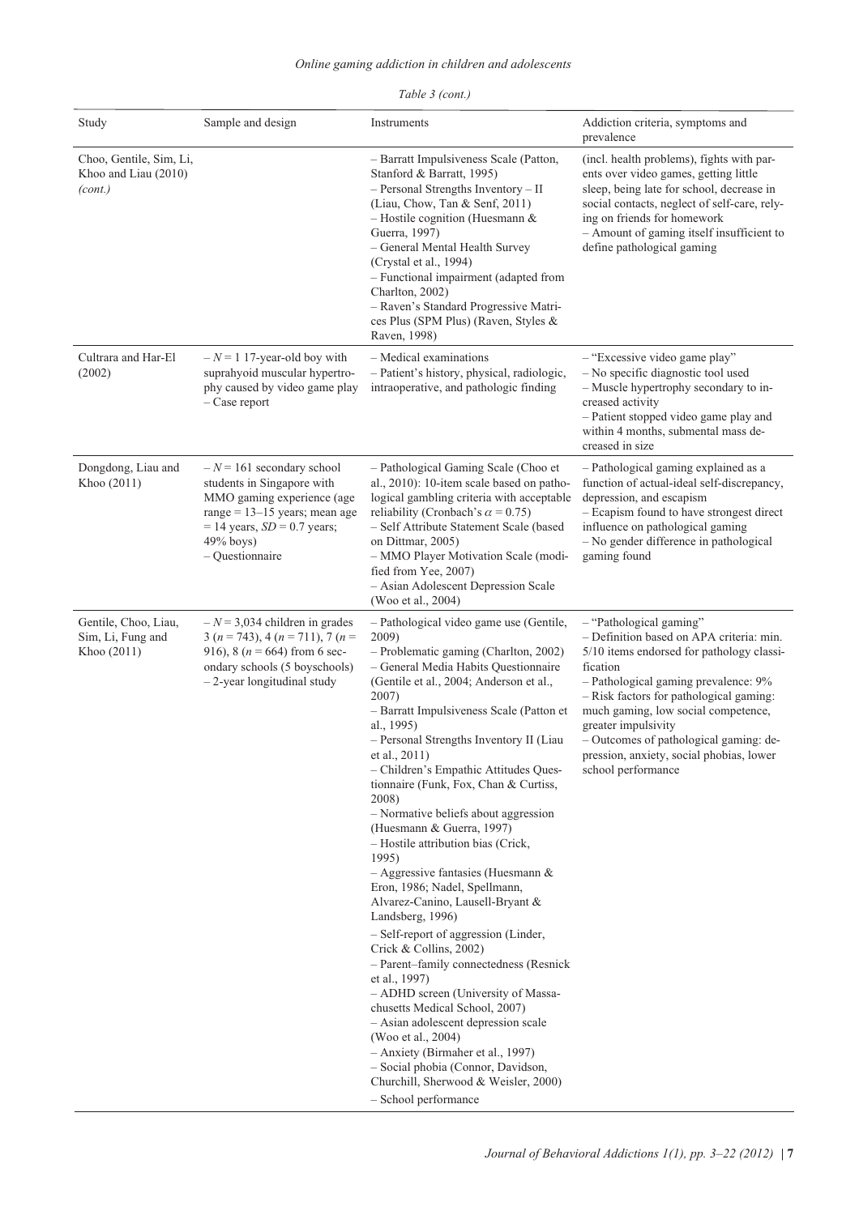*Table 3 (cont.)*

| Study | Sample and design | Instruments | Addiction criteria, symptoms and prevalence |
|---|---|---|---|
| Choo, Gentile, Sim, Li, Khoo and Liau (2010) *(cont.)* | | – Barratt Impulsiveness Scale (Patton, Stanford & Barratt, 1995)<br>– Personal Strengths Inventory – II (Liau, Chow, Tan & Senf, 2011)<br>– Hostile cognition (Huesmann & Guerra, 1997)<br>– General Mental Health Survey (Crystal et al., 1994)<br>– Functional impairment (adapted from Charlton, 2002)<br>– Raven's Standard Progressive Matrices Plus (SPM Plus) (Raven, Styles & Raven, 1998) | (incl. health problems), fights with parents over video games, getting little sleep, being late for school, decrease in social contacts, neglect of self-care, relying on friends for homework<br>– Amount of gaming itself insufficient to define pathological gaming |
| Cultrara and Har-El (2002) | – $N$ = 1 17-year-old boy with suprahyoid muscular hypertrophy caused by video game play<br>– Case report | – Medical examinations<br>– Patient's history, physical, radiologic, intraoperative, and pathologic finding | – "Excessive video game play"<br>– No specific diagnostic tool used<br>– Muscle hypertrophy secondary to increased activity<br>– Patient stopped video game play and within 4 months, submental mass decreased in size |
| Dongdong, Liau and Khoo (2011) | – $N$ = 161 secondary school students in Singapore with MMO gaming experience (age range = 13–15 years; mean age = 14 years, $SD$ = 0.7 years; 49% boys)<br>– Questionnaire | – Pathological Gaming Scale (Choo et al., 2010): 10-item scale based on pathological gambling criteria with acceptable reliability (Cronbach's $\alpha = 0.75$)<br>– Self Attribute Statement Scale (based on Dittmar, 2005)<br>– MMO Player Motivation Scale (modified from Yee, 2007)<br>– Asian Adolescent Depression Scale (Woo et al., 2004) | – Pathological gaming explained as a function of actual-ideal self-discrepancy, depression, and escapism<br>– Ecapism found to have strongest direct influence on pathological gaming<br>– No gender difference in pathological gaming found |
| Gentile, Choo, Liau, Sim, Li, Fung and Khoo (2011) | – $N$ = 3,034 children in grades 3 ($n$ = 743), 4 ($n$ = 711), 7 ($n$ = 916), 8 ($n$ = 664) from 6 secondary schools (5 boyschools)<br>– 2-year longitudinal study | – Pathological video game use (Gentile, 2009)<br>– Problematic gaming (Charlton, 2002)<br>– General Media Habits Questionnaire (Gentile et al., 2004; Anderson et al., 2007)<br>– Barratt Impulsiveness Scale (Patton et al., 1995)<br>– Personal Strengths Inventory II (Liau et al., 2011)<br>– Children's Empathic Attitudes Questionnaire (Funk, Fox, Chan & Curtiss, 2008)<br>– Normative beliefs about aggression (Huesmann & Guerra, 1997)<br>– Hostile attribution bias (Crick, 1995)<br>– Aggressive fantasies (Huesmann & Eron, 1986; Nadel, Spellmann, Alvarez-Canino, Lausell-Bryant & Landsberg, 1996)<br>– Self-report of aggression (Linder, Crick & Collins, 2002)<br>– Parent–family connectedness (Resnick et al., 1997)<br>– ADHD screen (University of Massachusetts Medical School, 2007)<br>– Asian adolescent depression scale (Woo et al., 2004)<br>– Anxiety (Birmaher et al., 1997)<br>– Social phobia (Connor, Davidson, Churchill, Sherwood & Weisler, 2000)<br>– School performance | – "Pathological gaming"<br>– Definition based on APA criteria: min. 5/10 items endorsed for pathology classification<br>– Pathological gaming prevalence: 9%<br>– Risk factors for pathological gaming: much gaming, low social competence, greater impulsivity<br>– Outcomes of pathological gaming: depression, anxiety, social phobias, lower school performance |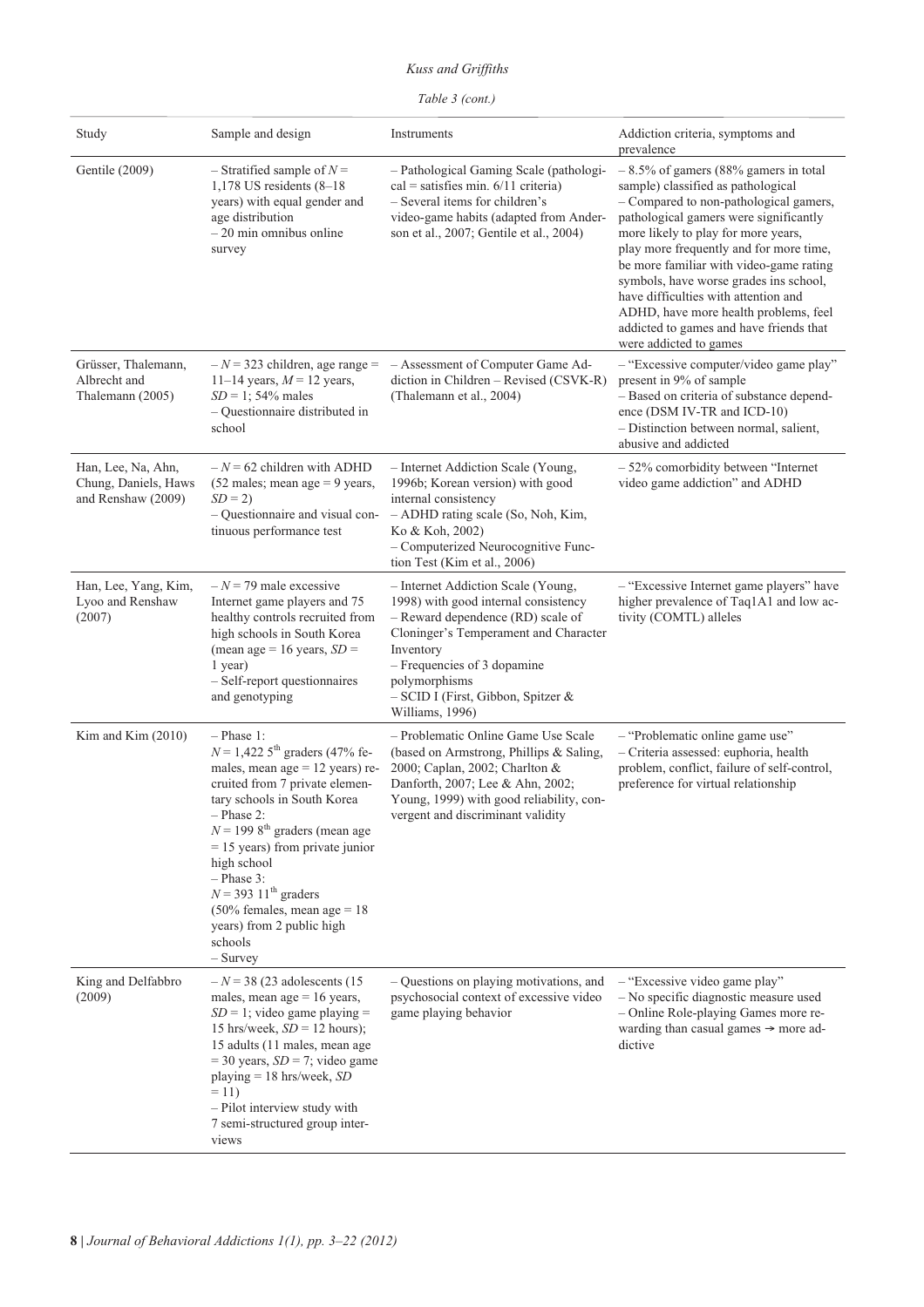*Table 3 (cont.)*

| Study | Sample and design | Instruments | Addiction criteria, symptoms and prevalence |
|---|---|---|---|
| Gentile (2009) | – Stratified sample of *N* = 1,178 US residents (8–18 years) with equal gender and age distribution<br>– 20 min omnibus online survey | – Pathological Gaming Scale (pathological = satisfies min. 6/11 criteria)<br>– Several items for children's video-game habits (adapted from Anderson et al., 2007; Gentile et al., 2004) | – 8.5% of gamers (88% gamers in total sample) classified as pathological<br>– Compared to non-pathological gamers, pathological gamers were significantly more likely to play for more years, play more frequently and for more time, be more familiar with video-game rating symbols, have worse grades ins school, have difficulties with attention and ADHD, have more health problems, feel addicted to games and have friends that were addicted to games |
| Grüsser, Thalemann, Albrecht and Thalemann (2005) | – *N* = 323 children, age range = 11–14 years, *M* = 12 years, *SD* = 1; 54% males<br>– Questionnaire distributed in school | – Assessment of Computer Game Addiction in Children – Revised (CSVK-R) (Thalemann et al., 2004) | – "Excessive computer/video game play" present in 9% of sample<br>– Based on criteria of substance dependence (DSM IV-TR and ICD-10)<br>– Distinction between normal, salient, abusive and addicted |
| Han, Lee, Na, Ahn, Chung, Daniels, Haws and Renshaw (2009) | – *N* = 62 children with ADHD (52 males; mean age = 9 years, *SD* = 2)<br>– Questionnaire and visual continuous performance test | – Internet Addiction Scale (Young, 1996b; Korean version) with good internal consistency<br>– ADHD rating scale (So, Noh, Kim, Ko & Koh, 2002)<br>– Computerized Neurocognitive Function Test (Kim et al., 2006) | – 52% comorbidity between "Internet video game addiction" and ADHD |
| Han, Lee, Yang, Kim, Lyoo and Renshaw (2007) | – *N* = 79 male excessive Internet game players and 75 healthy controls recruited from high schools in South Korea (mean age = 16 years, *SD* = 1 year)<br>– Self-report questionnaires and genotyping | – Internet Addiction Scale (Young, 1998) with good internal consistency<br>– Reward dependence (RD) scale of Cloninger's Temperament and Character Inventory<br>– Frequencies of 3 dopamine polymorphisms<br>– SCID I (First, Gibbon, Spitzer & Williams, 1996) | – "Excessive Internet game players" have higher prevalence of Taq1A1 and low activity (COMTL) alleles |
| Kim and Kim (2010) | – Phase 1:<br>*N* = 1,422 5th graders (47% females, mean age = 12 years) recruited from 7 private elementary schools in South Korea<br>– Phase 2:<br>*N* = 199 8th graders (mean age = 15 years) from private junior high school<br>– Phase 3:<br>*N* = 393 11th graders (50% females, mean age = 18 years) from 2 public high schools<br>– Survey | – Problematic Online Game Use Scale (based on Armstrong, Phillips & Saling, 2000; Caplan, 2002; Charlton & Danforth, 2007; Lee & Ahn, 2002; Young, 1999) with good reliability, convergent and discriminant validity | – "Problematic online game use"<br>– Criteria assessed: euphoria, health problem, conflict, failure of self-control, preference for virtual relationship |
| King and Delfabbro (2009) | – *N* = 38 (23 adolescents (15 males, mean age = 16 years, *SD* = 1; video game playing = 15 hrs/week, *SD* = 12 hours); 15 adults (11 males, mean age = 30 years, *SD* = 7; video game playing = 18 hrs/week, *SD* = 11)<br>– Pilot interview study with 7 semi-structured group interviews | – Questions on playing motivations, and psychosocial context of excessive video game playing behavior | – "Excessive video game play"<br>– No specific diagnostic measure used<br>– Online Role-playing Games more rewarding than casual games → more addictive |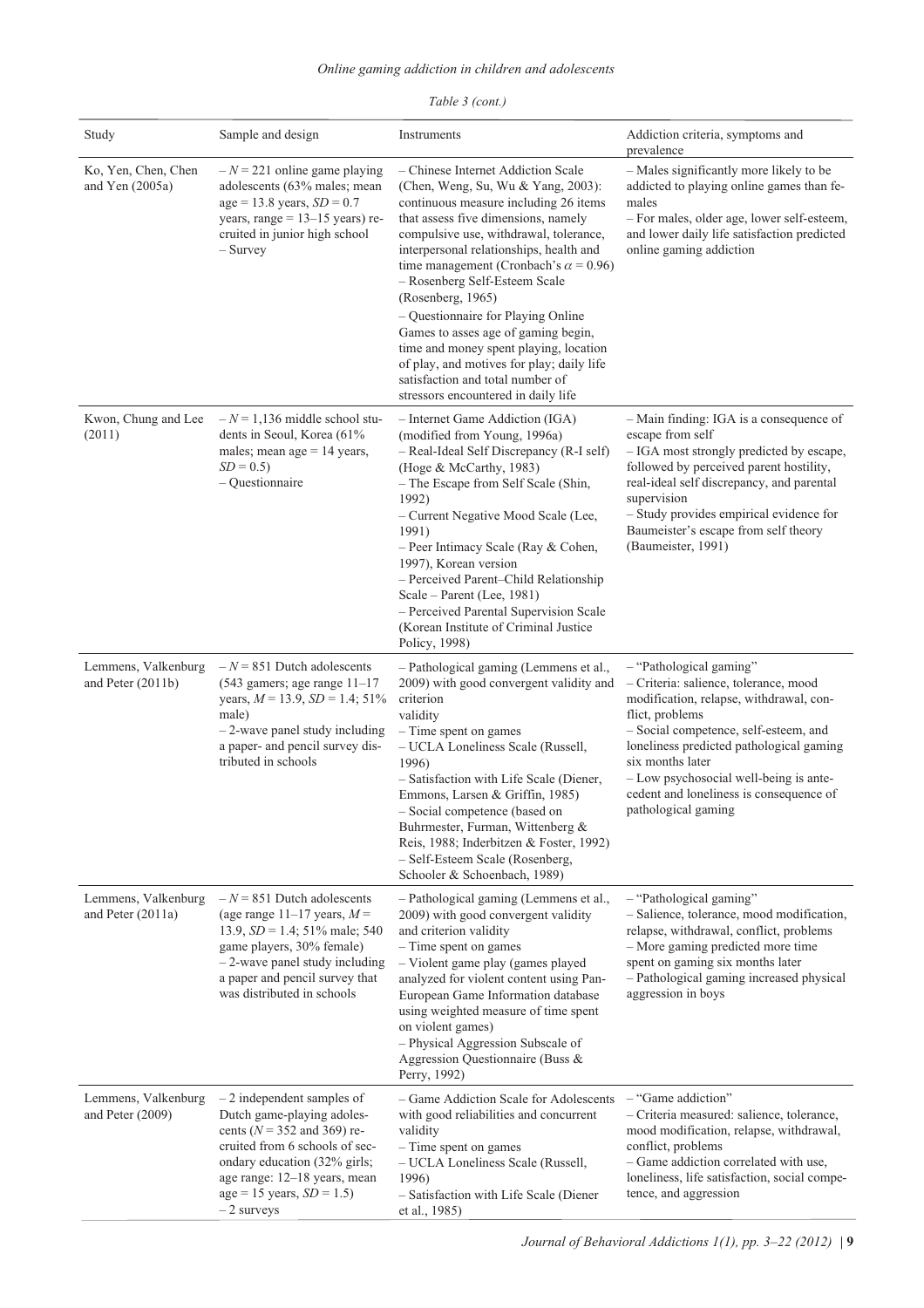*Table 3 (cont.)*

| Study | Sample and design | Instruments | Addiction criteria, symptoms and prevalence |
|---|---|---|---|
| Ko, Yen, Chen, Chen and Yen (2005a) | – $N = 221$ online game playing adolescents (63% males; mean age = 13.8 years, $SD = 0.7$ years, range = 13–15 years) recruited in junior high school<br>– Survey | – Chinese Internet Addiction Scale (Chen, Weng, Su, Wu & Yang, 2003): continuous measure including 26 items that assess five dimensions, namely compulsive use, withdrawal, tolerance, interpersonal relationships, health and time management (Cronbach's $\alpha = 0.96$)<br>– Rosenberg Self-Esteem Scale (Rosenberg, 1965)<br>– Questionnaire for Playing Online Games to asses age of gaming begin, time and money spent playing, location of play, and motives for play; daily life satisfaction and total number of stressors encountered in daily life | – Males significantly more likely to be addicted to playing online games than females<br>– For males, older age, lower self-esteem, and lower daily life satisfaction predicted online gaming addiction |
| Kwon, Chung and Lee (2011) | – $N = 1,136$ middle school students in Seoul, Korea (61% males; mean age = 14 years, $SD = 0.5$)<br>– Questionnaire | – Internet Game Addiction (IGA) (modified from Young, 1996a)<br>– Real-Ideal Self Discrepancy (R-I self) (Hoge & McCarthy, 1983)<br>– The Escape from Self Scale (Shin, 1992)<br>– Current Negative Mood Scale (Lee, 1991)<br>– Peer Intimacy Scale (Ray & Cohen, 1997), Korean version<br>– Perceived Parent–Child Relationship Scale – Parent (Lee, 1981)<br>– Perceived Parental Supervision Scale (Korean Institute of Criminal Justice Policy, 1998) | – Main finding: IGA is a consequence of escape from self<br>– IGA most strongly predicted by escape, followed by perceived parent hostility, real-ideal self discrepancy, and parental supervision<br>– Study provides empirical evidence for Baumeister's escape from self theory (Baumeister, 1991) |
| Lemmens, Valkenburg and Peter (2011b) | – $N = 851$ Dutch adolescents (543 gamers; age range 11–17 years, $M = 13.9$, $SD = 1.4$; 51% male)<br>– 2-wave panel study including a paper- and pencil survey distributed in schools | – Pathological gaming (Lemmens et al., 2009) with good convergent validity and criterion validity<br>– Time spent on games<br>– UCLA Loneliness Scale (Russell, 1996)<br>– Satisfaction with Life Scale (Diener, Emmons, Larsen & Griffin, 1985)<br>– Social competence (based on Buhrmester, Furman, Wittenberg & Reis, 1988; Inderbitzen & Foster, 1992)<br>– Self-Esteem Scale (Rosenberg, Schooler & Schoenbach, 1989) | – "Pathological gaming"<br>– Criteria: salience, tolerance, mood modification, relapse, withdrawal, conflict, problems<br>– Social competence, self-esteem, and loneliness predicted pathological gaming six months later<br>– Low psychosocial well-being is antecedent and loneliness is consequence of pathological gaming |
| Lemmens, Valkenburg and Peter (2011a) | – $N = 851$ Dutch adolescents (age range 11–17 years, $M = 13.9$, $SD = 1.4$; 51% male; 540 game players, 30% female)<br>– 2-wave panel study including a paper and pencil survey that was distributed in schools | – Pathological gaming (Lemmens et al., 2009) with good convergent validity and criterion validity<br>– Time spent on games<br>– Violent game play (games played analyzed for violent content using Pan-European Game Information database using weighted measure of time spent on violent games)<br>– Physical Aggression Subscale of Aggression Questionnaire (Buss & Perry, 1992) | – "Pathological gaming"<br>– Salience, tolerance, mood modification, relapse, withdrawal, conflict, problems<br>– More gaming predicted more time spent on gaming six months later<br>– Pathological gaming increased physical aggression in boys |
| Lemmens, Valkenburg and Peter (2009) | – 2 independent samples of Dutch game-playing adolescents ($N = 352$ and 369) recruited from 6 schools of secondary education (32% girls; age range: 12–18 years, mean age = 15 years, $SD = 1.5$)<br>– 2 surveys | – Game Addiction Scale for Adolescents with good reliabilities and concurrent validity<br>– Time spent on games<br>– UCLA Loneliness Scale (Russell, 1996)<br>– Satisfaction with Life Scale (Diener et al., 1985) | – "Game addiction"<br>– Criteria measured: salience, tolerance, mood modification, relapse, withdrawal, conflict, problems<br>– Game addiction correlated with use, loneliness, life satisfaction, social competence, and aggression |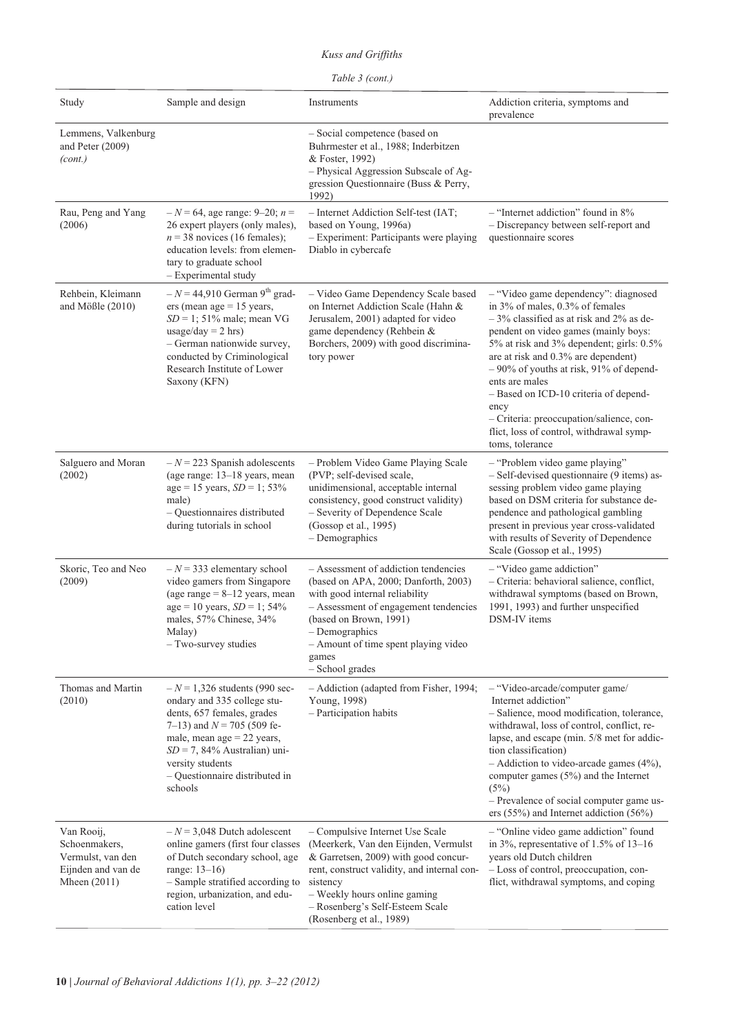*Table 3 (cont.)*

| Study | Sample and design | Instruments | Addiction criteria, symptoms and prevalence |
|---|---|---|---|
| Lemmens, Valkenburg and Peter (2009) *(cont.)* | | – Social competence (based on Buhrmester et al., 1988; Inderbitzen & Foster, 1992)<br>– Physical Aggression Subscale of Aggression Questionnaire (Buss & Perry, 1992) | |
| Rau, Peng and Yang (2006) | – $N = 64$, age range: 9–20; $n = 26$ expert players (only males), $n = 38$ novices (16 females); education levels: from elementary to graduate school<br>– Experimental study | – Internet Addiction Self-test (IAT; based on Young, 1996a)<br>– Experiment: Participants were playing Diablo in cybercafe | – "Internet addiction" found in 8%<br>– Discrepancy between self-report and questionnaire scores |
| Rehbein, Kleimann and Mößle (2010) | – $N = 44{,}910$ German 9th graders (mean age = 15 years, $SD = 1$; 51% male; mean VG usage/day = 2 hrs)<br>– German nationwide survey, conducted by Criminological Research Institute of Lower Saxony (KFN) | – Video Game Dependency Scale based on Internet Addiction Scale (Hahn & Jerusalem, 2001) adapted for video game dependency (Rehbein & Borchers, 2009) with good discriminatory power | – "Video game dependency": diagnosed in 3% of males, 0.3% of females<br>– 3% classified as at risk and 2% as dependent on video games (mainly boys: 5% at risk and 3% dependent; girls: 0.5% are at risk and 0.3% are dependent)<br>– 90% of youths at risk, 91% of dependents are males<br>– Based on ICD-10 criteria of dependency<br>– Criteria: preoccupation/salience, conflict, loss of control, withdrawal symptoms, tolerance |
| Salguero and Moran (2002) | – $N = 223$ Spanish adolescents (age range: 13–18 years, mean age = 15 years, $SD = 1$; 53% male)<br>– Questionnaires distributed during tutorials in school | – Problem Video Game Playing Scale (PVP; self-devised scale, unidimensional, acceptable internal consistency, good construct validity)<br>– Severity of Dependence Scale (Gossop et al., 1995)<br>– Demographics | – "Problem video game playing"<br>– Self-devised questionnaire (9 items) assessing problem video game playing based on DSM criteria for substance dependence and pathological gambling present in previous year cross-validated with results of Severity of Dependence Scale (Gossop et al., 1995) |
| Skoric, Teo and Neo (2009) | – $N = 333$ elementary school video gamers from Singapore (age range = 8–12 years, mean age = 10 years, $SD = 1$; 54% males, 57% Chinese, 34% Malay)<br>– Two-survey studies | – Assessment of addiction tendencies (based on APA, 2000; Danforth, 2003) with good internal reliability<br>– Assessment of engagement tendencies (based on Brown, 1991)<br>– Demographics<br>– Amount of time spent playing video games<br>– School grades | – "Video game addiction"<br>– Criteria: behavioral salience, conflict, withdrawal symptoms (based on Brown, 1991, 1993) and further unspecified DSM-IV items |
| Thomas and Martin (2010) | – $N = 1{,}326$ students (990 secondary and 335 college students, 657 females, grades 7–13) and $N = 705$ (509 female, mean age = 22 years, $SD = 7$, 84% Australian) university students<br>– Questionnaire distributed in schools | – Addiction (adapted from Fisher, 1994; Young, 1998)<br>– Participation habits | – "Video-arcade/computer game/ Internet addiction"<br>– Salience, mood modification, tolerance, withdrawal, loss of control, conflict, relapse, and escape (min. 5/8 met for addiction classification)<br>– Addiction to video-arcade games (4%), computer games (5%) and the Internet (5%)<br>– Prevalence of social computer game users (55%) and Internet addiction (56%) |
| Van Rooij, Schoenmakers, Vermulst, van den Eijnden and van de Mheen (2011) | – $N = 3{,}048$ Dutch adolescent online gamers (first four classes of Dutch secondary school, age range: 13–16)<br>– Sample stratified according to region, urbanization, and education level | – Compulsive Internet Use Scale (Meerkerk, Van den Eijnden, Vermulst & Garretsen, 2009) with good concurrent, construct validity, and internal consistency<br>– Weekly hours online gaming<br>– Rosenberg's Self-Esteem Scale (Rosenberg et al., 1989) | – "Online video game addiction" found in 3%, representative of 1.5% of 13–16 years old Dutch children<br>– Loss of control, preoccupation, conflict, withdrawal symptoms, and coping |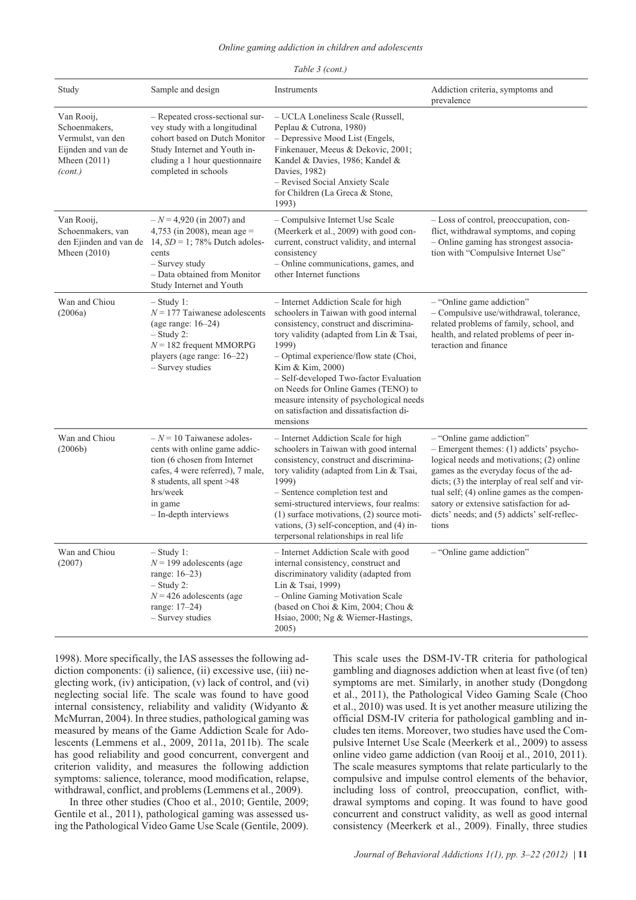*Table 3 (cont.)*

| Study | Sample and design | Instruments | Addiction criteria, symptoms and prevalence |
|---|---|---|---|
| Van Rooij, Schoenmakers, Vermulst, van den Eijnden and van de Mheen (2011) *(cont.)* | – Repeated cross-sectional survey study with a longitudinal cohort based on Dutch Monitor Study Internet and Youth including a 1 hour questionnaire completed in schools | – UCLA Loneliness Scale (Russell, Peplau & Cutrona, 1980)<br>– Depressive Mood List (Engels, Finkenauer, Meeus & Dekovic, 2001; Kandel & Davies, 1986; Kandel & Davies, 1982)<br>– Revised Social Anxiety Scale for Children (La Greca & Stone, 1993) | |
| Van Rooij, Schoenmakers, van den Ejinden and van de Mheen (2010) | – *N* = 4,920 (in 2007) and 4,753 (in 2008), mean age = 14, *SD* = 1; 78% Dutch adolescents<br>– Survey study<br>– Data obtained from Monitor Study Internet and Youth | – Compulsive Internet Use Scale (Meerkerk et al., 2009) with good concurrent, construct validity, and internal consistency<br>– Online communications, games, and other Internet functions | – Loss of control, preoccupation, conflict, withdrawal symptoms, and coping<br>– Online gaming has strongest association with "Compulsive Internet Use" |
| Wan and Chiou (2006a) | – Study 1:<br>*N* = 177 Taiwanese adolescents (age range: 16–24)<br>– Study 2:<br>*N* = 182 frequent MMORPG players (age range: 16–22)<br>– Survey studies | – Internet Addiction Scale for high schoolers in Taiwan with good internal consistency, construct and discriminatory validity (adapted from Lin & Tsai, 1999)<br>– Optimal experience/flow state (Choi, Kim & Kim, 2000)<br>– Self-developed Two-factor Evaluation on Needs for Online Games (TENO) to measure intensity of psychological needs on satisfaction and dissatisfaction dimensions | – "Online game addiction"<br>– Compulsive use/withdrawal, tolerance, related problems of family, school, and health, and related problems of peer interaction and finance |
| Wan and Chiou (2006b) | – *N* = 10 Taiwanese adolescents with online game addiction (6 chosen from Internet cafes, 4 were referred), 7 male, 8 students, all spent >48 hrs/week in game<br>– In-depth interviews | – Internet Addiction Scale for high schoolers in Taiwan with good internal consistency, construct and discriminatory validity (adapted from Lin & Tsai, 1999)<br>– Sentence completion test and semi-structured interviews, four realms: (1) surface motivations, (2) source motivations, (3) self-conception, and (4) interpersonal relationships in real life | – "Online game addiction"<br>– Emergent themes: (1) addicts' psychological needs and motivations; (2) online games as the everyday focus of the addicts; (3) the interplay of real self and virtual self; (4) online games as the compensatory or extensive satisfaction for addicts' needs; and (5) addicts' self-reflections |
| Wan and Chiou (2007) | – Study 1:<br>*N* = 199 adolescents (age range: 16–23)<br>– Study 2:<br>*N* = 426 adolescents (age range: 17–24)<br>– Survey studies | – Internet Addiction Scale with good internal consistency, construct and discriminatory validity (adapted from Lin & Tsai, 1999)<br>– Online Gaming Motivation Scale (based on Choi & Kim, 2004; Chou & Hsiao, 2000; Ng & Wiemer-Hastings, 2005) | – "Online game addiction" |

1998). More specifically, the IAS assesses the following addiction components: (i) salience, (ii) excessive use, (iii) neglecting work, (iv) anticipation, (v) lack of control, and (vi) neglecting social life. The scale was found to have good internal consistency, reliability and validity (Widyanto & McMurran, 2004). In three studies, pathological gaming was measured by means of the Game Addiction Scale for Adolescents (Lemmens et al., 2009, 2011a, 2011b). The scale has good reliability and good concurrent, convergent and criterion validity, and measures the following addiction symptoms: salience, tolerance, mood modification, relapse, withdrawal, conflict, and problems (Lemmens et al., 2009).

In three other studies (Choo et al., 2010; Gentile, 2009; Gentile et al., 2011), pathological gaming was assessed using the Pathological Video Game Use Scale (Gentile, 2009). This scale uses the DSM-IV-TR criteria for pathological gambling and diagnoses addiction when at least five (of ten) symptoms are met. Similarly, in another study (Dongdong et al., 2011), the Pathological Video Gaming Scale (Choo et al., 2010) was used. It is yet another measure utilizing the official DSM-IV criteria for pathological gambling and includes ten items. Moreover, two studies have used the Compulsive Internet Use Scale (Meerkerk et al., 2009) to assess online video game addiction (van Rooij et al., 2010, 2011). The scale measures symptoms that relate particularly to the compulsive and impulse control elements of the behavior, including loss of control, preoccupation, conflict, withdrawal symptoms and coping. It was found to have good concurrent and construct validity, as well as good internal consistency (Meerkerk et al., 2009). Finally, three studies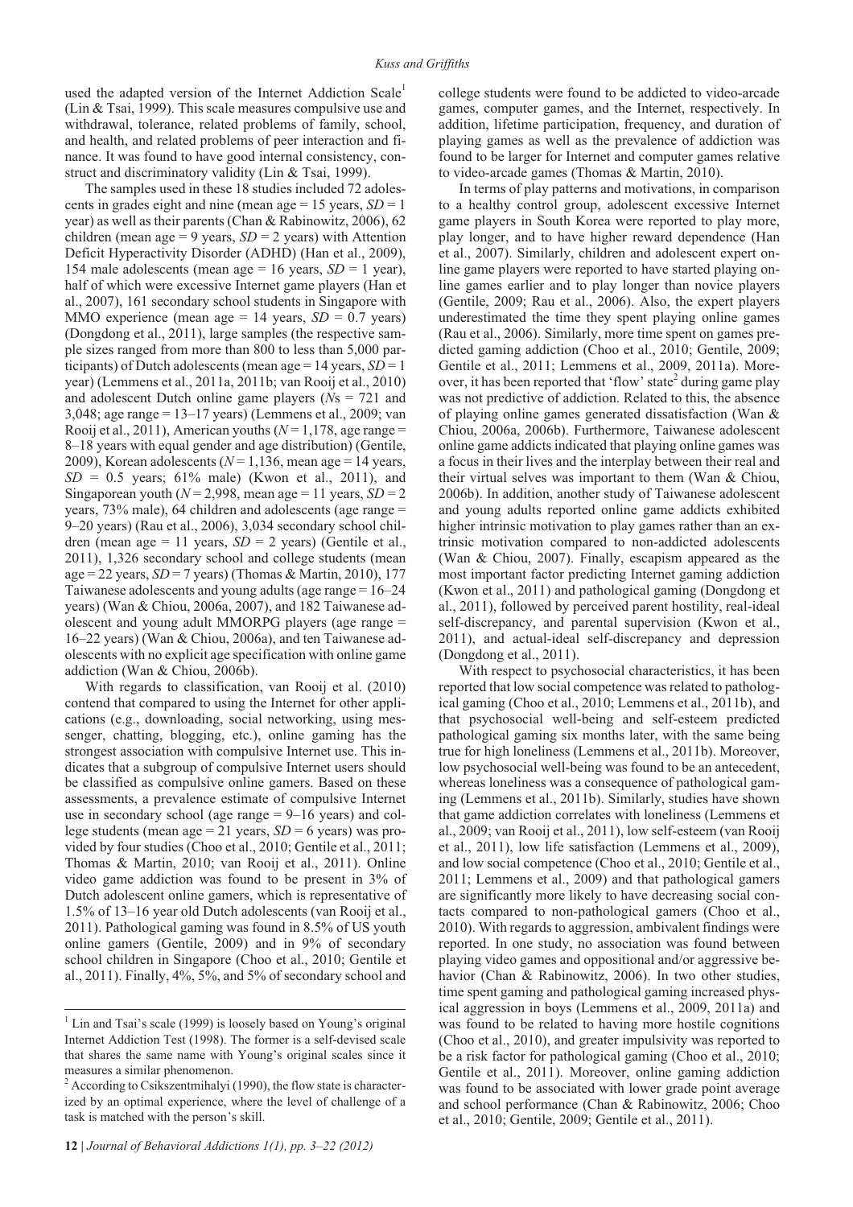used the adapted version of the Internet Addiction Scale[1] (Lin & Tsai, 1999). This scale measures compulsive use and withdrawal, tolerance, related problems of family, school, and health, and related problems of peer interaction and finance. It was found to have good internal consistency, construct and discriminatory validity (Lin & Tsai, 1999).

The samples used in these 18 studies included 72 adolescents in grades eight and nine (mean age = 15 years, *SD* = 1 year) as well as their parents (Chan & Rabinowitz, 2006), 62 children (mean age = 9 years, *SD* = 2 years) with Attention Deficit Hyperactivity Disorder (ADHD) (Han et al., 2007), 154 male adolescents (mean age = 16 years, *SD* = 1 year), half of which were excessive Internet game players (Han et al., 2007), 161 secondary school students in Singapore with MMO experience (mean age = 14 years, *SD* = 0.7 years) (Dongdong et al., 2011), large samples (the respective sample sizes ranged from more than 800 to less than 5,000 participants) of Dutch adolescents (mean age = 14 years, *SD* = 1 year) (Lemmens et al., 2011a, 2011b; van Rooij et al., 2010) and adolescent Dutch online game players (*N*s = 721 and 3,048; age range = 13–17 years) (Lemmens et al., 2009; van Rooij et al., 2011), American youths (*N* = 1,178, age range = 8–18 years with equal gender and age distribution) (Gentile, 2009), Korean adolescents (*N* = 1,136, mean age = 14 years, *SD* = 0.5 years; 61% male) (Kwon et al., 2011), and Singaporean youth (*N* = 2,998, mean age = 11 years, *SD* = 2 years, 73% male), 64 children and adolescents (age range = 9–20 years) (Rau et al., 2006), 3,034 secondary school children (mean age = 11 years, *SD* = 2 years) (Gentile et al., 2011), 1,326 secondary school and college students (mean age = 22 years, *SD* = 7 years) (Thomas & Martin, 2010), 177 Taiwanese adolescents and young adults (age range = 16–24 years) (Wan & Chiou, 2006a, 2007), and 182 Taiwanese adolescent and young adult MMORPG players (age range = 16–22 years) (Wan & Chiou, 2006a), and ten Taiwanese adolescents with no explicit age specification with online game addiction (Wan & Chiou, 2006b).

With regards to classification, van Rooij et al. (2010) contend that compared to using the Internet for other applications (e.g., downloading, social networking, using messenger, chatting, blogging, etc.), online gaming has the strongest association with compulsive Internet use. This indicates that a subgroup of compulsive Internet users should be classified as compulsive online gamers. Based on these assessments, a prevalence estimate of compulsive Internet use in secondary school (age range = 9–16 years) and college students (mean age = 21 years, *SD* = 6 years) was provided by four studies (Choo et al., 2010; Gentile et al., 2011; Thomas & Martin, 2010; van Rooij et al., 2011). Online video game addiction was found to be present in 3% of Dutch adolescent online gamers, which is representative of 1.5% of 13–16 year old Dutch adolescents (van Rooij et al., 2011). Pathological gaming was found in 8.5% of US youth online gamers (Gentile, 2009) and in 9% of secondary school children in Singapore (Choo et al., 2010; Gentile et al., 2011). Finally, 4%, 5%, and 5% of secondary school and college students were found to be addicted to video-arcade games, computer games, and the Internet, respectively. In addition, lifetime participation, frequency, and duration of playing games as well as the prevalence of addiction was found to be larger for Internet and computer games relative to video-arcade games (Thomas & Martin, 2010).

In terms of play patterns and motivations, in comparison to a healthy control group, adolescent excessive Internet game players in South Korea were reported to play more, play longer, and to have higher reward dependence (Han et al., 2007). Similarly, children and adolescent expert online game players were reported to have started playing online games earlier and to play longer than novice players (Gentile, 2009; Rau et al., 2006). Also, the expert players underestimated the time they spent playing online games (Rau et al., 2006). Similarly, more time spent on games predicted gaming addiction (Choo et al., 2010; Gentile, 2009; Gentile et al., 2011; Lemmens et al., 2009, 2011a). Moreover, it has been reported that 'flow' state[2] during game play was not predictive of addiction. Related to this, the absence of playing online games generated dissatisfaction (Wan & Chiou, 2006a, 2006b). Furthermore, Taiwanese adolescent online game addicts indicated that playing online games was a focus in their lives and the interplay between their real and their virtual selves was important to them (Wan & Chiou, 2006b). In addition, another study of Taiwanese adolescent and young adults reported online game addicts exhibited higher intrinsic motivation to play games rather than an extrinsic motivation compared to non-addicted adolescents (Wan & Chiou, 2007). Finally, escapism appeared as the most important factor predicting Internet gaming addiction (Kwon et al., 2011) and pathological gaming (Dongdong et al., 2011), followed by perceived parent hostility, real-ideal self-discrepancy, and parental supervision (Kwon et al., 2011), and actual-ideal self-discrepancy and depression (Dongdong et al., 2011).

With respect to psychosocial characteristics, it has been reported that low social competence was related to pathological gaming (Choo et al., 2010; Lemmens et al., 2011b), and that psychosocial well-being and self-esteem predicted pathological gaming six months later, with the same being true for high loneliness (Lemmens et al., 2011b). Moreover, low psychosocial well-being was found to be an antecedent, whereas loneliness was a consequence of pathological gaming (Lemmens et al., 2011b). Similarly, studies have shown that game addiction correlates with loneliness (Lemmens et al., 2009; van Rooij et al., 2011), low self-esteem (van Rooij et al., 2011), low life satisfaction (Lemmens et al., 2009), and low social competence (Choo et al., 2010; Gentile et al., 2011; Lemmens et al., 2009) and that pathological gamers are significantly more likely to have decreasing social contacts compared to non-pathological gamers (Choo et al., 2010). With regards to aggression, ambivalent findings were reported. In one study, no association was found between playing video games and oppositional and/or aggressive behavior (Chan & Rabinowitz, 2006). In two other studies, time spent gaming and pathological gaming increased physical aggression in boys (Lemmens et al., 2009, 2011a) and was found to be related to having more hostile cognitions (Choo et al., 2010), and greater impulsivity was reported to be a risk factor for pathological gaming (Choo et al., 2010; Gentile et al., 2011). Moreover, online gaming addiction was found to be associated with lower grade point average and school performance (Chan & Rabinowitz, 2006; Choo et al., 2010; Gentile, 2009; Gentile et al., 2011).

[1] Lin and Tsai's scale (1999) is loosely based on Young's original Internet Addiction Test (1998). The former is a self-devised scale that shares the same name with Young's original scales since it measures a similar phenomenon.

[2] According to Csikszentmihalyi (1990), the flow state is characterized by an optimal experience, where the level of challenge of a task is matched with the person's skill.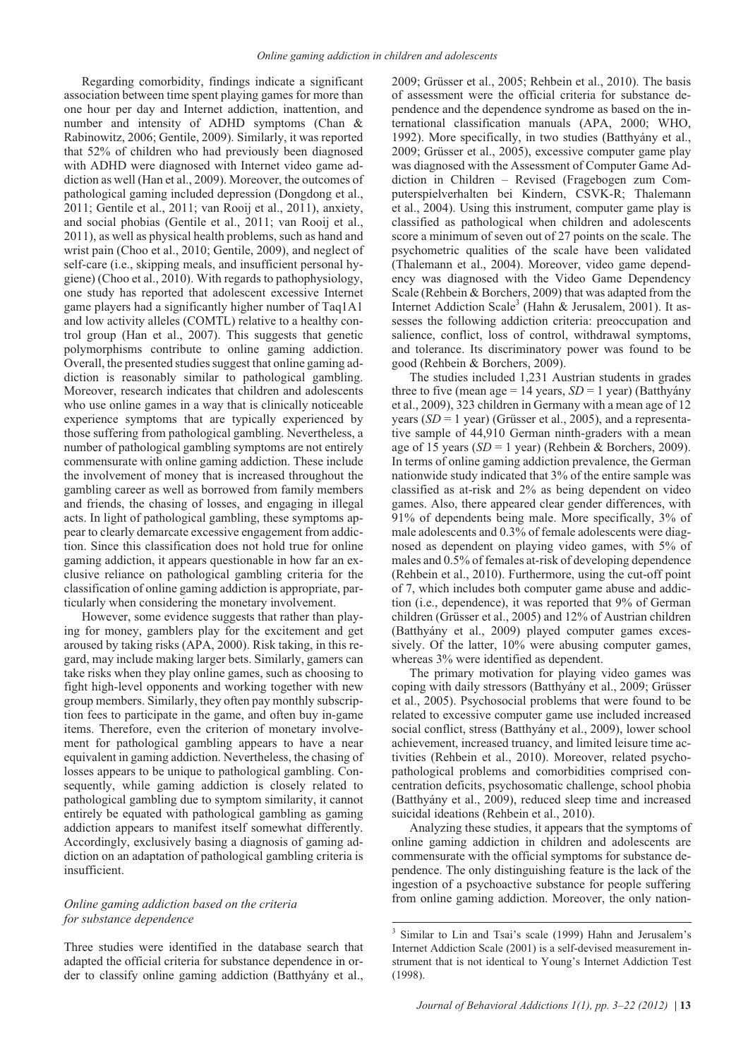Regarding comorbidity, findings indicate a significant association between time spent playing games for more than one hour per day and Internet addiction, inattention, and number and intensity of ADHD symptoms (Chan & Rabinowitz, 2006; Gentile, 2009). Similarly, it was reported that 52% of children who had previously been diagnosed with ADHD were diagnosed with Internet video game addiction as well (Han et al., 2009). Moreover, the outcomes of pathological gaming included depression (Dongdong et al., 2011; Gentile et al., 2011; van Rooij et al., 2011), anxiety, and social phobias (Gentile et al., 2011; van Rooij et al., 2011), as well as physical health problems, such as hand and wrist pain (Choo et al., 2010; Gentile, 2009), and neglect of self-care (i.e., skipping meals, and insufficient personal hygiene) (Choo et al., 2010). With regards to pathophysiology, one study has reported that adolescent excessive Internet game players had a significantly higher number of Taq1A1 and low activity alleles (COMTL) relative to a healthy control group (Han et al., 2007). This suggests that genetic polymorphisms contribute to online gaming addiction. Overall, the presented studies suggest that online gaming addiction is reasonably similar to pathological gambling. Moreover, research indicates that children and adolescents who use online games in a way that is clinically noticeable experience symptoms that are typically experienced by those suffering from pathological gambling. Nevertheless, a number of pathological gambling symptoms are not entirely commensurate with online gaming addiction. These include the involvement of money that is increased throughout the gambling career as well as borrowed from family members and friends, the chasing of losses, and engaging in illegal acts. In light of pathological gambling, these symptoms appear to clearly demarcate excessive engagement from addiction. Since this classification does not hold true for online gaming addiction, it appears questionable in how far an exclusive reliance on pathological gambling criteria for the classification of online gaming addiction is appropriate, particularly when considering the monetary involvement.

However, some evidence suggests that rather than playing for money, gamblers play for the excitement and get aroused by taking risks (APA, 2000). Risk taking, in this regard, may include making larger bets. Similarly, gamers can take risks when they play online games, such as choosing to fight high-level opponents and working together with new group members. Similarly, they often pay monthly subscription fees to participate in the game, and often buy in-game items. Therefore, even the criterion of monetary involvement for pathological gambling appears to have a near equivalent in gaming addiction. Nevertheless, the chasing of losses appears to be unique to pathological gambling. Consequently, while gaming addiction is closely related to pathological gambling due to symptom similarity, it cannot entirely be equated with pathological gambling as gaming addiction appears to manifest itself somewhat differently. Accordingly, exclusively basing a diagnosis of gaming addiction on an adaptation of pathological gambling criteria is insufficient.

### *Online gaming addiction based on the criteria for substance dependence*

Three studies were identified in the database search that adapted the official criteria for substance dependence in order to classify online gaming addiction (Batthyány et al., 2009; Grüsser et al., 2005; Rehbein et al., 2010). The basis of assessment were the official criteria for substance dependence and the dependence syndrome as based on the international classification manuals (APA, 2000; WHO, 1992). More specifically, in two studies (Batthyány et al., 2009; Grüsser et al., 2005), excessive computer game play was diagnosed with the Assessment of Computer Game Addiction in Children – Revised (Fragebogen zum Computerspielverhalten bei Kindern, CSVK-R; Thalemann et al., 2004). Using this instrument, computer game play is classified as pathological when children and adolescents score a minimum of seven out of 27 points on the scale. The psychometric qualities of the scale have been validated (Thalemann et al., 2004). Moreover, video game dependency was diagnosed with the Video Game Dependency Scale (Rehbein & Borchers, 2009) that was adapted from the Internet Addiction Scale[3] (Hahn & Jerusalem, 2001). It assesses the following addiction criteria: preoccupation and salience, conflict, loss of control, withdrawal symptoms, and tolerance. Its discriminatory power was found to be good (Rehbein & Borchers, 2009).

The studies included 1,231 Austrian students in grades three to five (mean age = 14 years, *SD* = 1 year) (Batthyány et al., 2009), 323 children in Germany with a mean age of 12 years (*SD* = 1 year) (Grüsser et al., 2005), and a representative sample of 44,910 German ninth-graders with a mean age of 15 years (*SD* = 1 year) (Rehbein & Borchers, 2009). In terms of online gaming addiction prevalence, the German nationwide study indicated that 3% of the entire sample was classified as at-risk and 2% as being dependent on video games. Also, there appeared clear gender differences, with 91% of dependents being male. More specifically, 3% of male adolescents and 0.3% of female adolescents were diagnosed as dependent on playing video games, with 5% of males and 0.5% of females at-risk of developing dependence (Rehbein et al., 2010). Furthermore, using the cut-off point of 7, which includes both computer game abuse and addiction (i.e., dependence), it was reported that 9% of German children (Grüsser et al., 2005) and 12% of Austrian children (Batthyány et al., 2009) played computer games excessively. Of the latter, 10% were abusing computer games, whereas 3% were identified as dependent.

The primary motivation for playing video games was coping with daily stressors (Batthyány et al., 2009; Grüsser et al., 2005). Psychosocial problems that were found to be related to excessive computer game use included increased social conflict, stress (Batthyány et al., 2009), lower school achievement, increased truancy, and limited leisure time activities (Rehbein et al., 2010). Moreover, related psychopathological problems and comorbidities comprised concentration deficits, psychosomatic challenge, school phobia (Batthyány et al., 2009), reduced sleep time and increased suicidal ideations (Rehbein et al., 2010).

Analyzing these studies, it appears that the symptoms of online gaming addiction in children and adolescents are commensurate with the official symptoms for substance dependence. The only distinguishing feature is the lack of the ingestion of a psychoactive substance for people suffering from online gaming addiction. Moreover, the only nation-

[3] Similar to Lin and Tsai's scale (1999) Hahn and Jerusalem's Internet Addiction Scale (2001) is a self-devised measurement instrument that is not identical to Young's Internet Addiction Test (1998).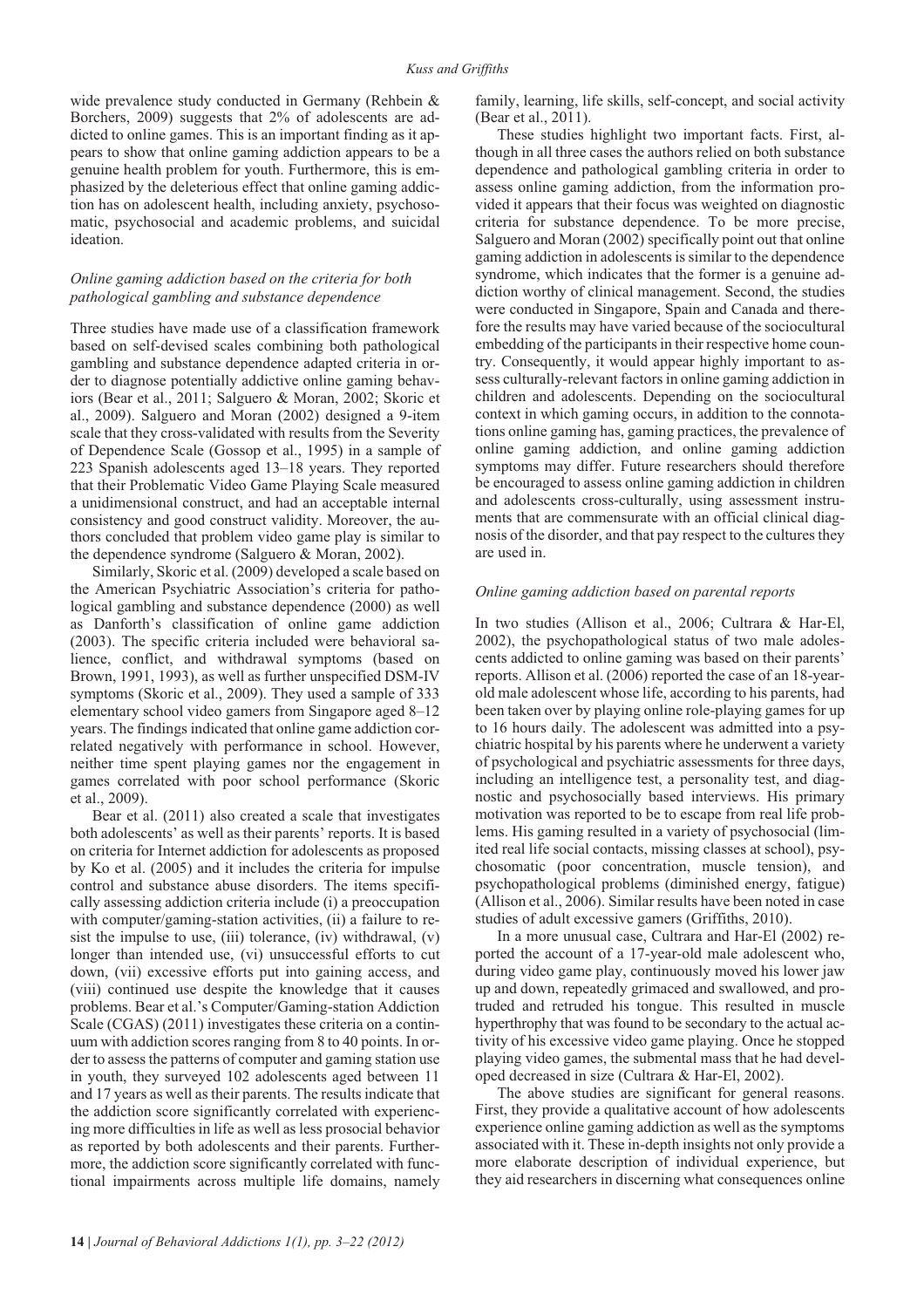wide prevalence study conducted in Germany (Rehbein & Borchers, 2009) suggests that 2% of adolescents are addicted to online games. This is an important finding as it appears to show that online gaming addiction appears to be a genuine health problem for youth. Furthermore, this is emphasized by the deleterious effect that online gaming addiction has on adolescent health, including anxiety, psychosomatic, psychosocial and academic problems, and suicidal ideation.

### *Online gaming addiction based on the criteria for both pathological gambling and substance dependence*

Three studies have made use of a classification framework based on self-devised scales combining both pathological gambling and substance dependence adapted criteria in order to diagnose potentially addictive online gaming behaviors (Bear et al., 2011; Salguero & Moran, 2002; Skoric et al., 2009). Salguero and Moran (2002) designed a 9-item scale that they cross-validated with results from the Severity of Dependence Scale (Gossop et al., 1995) in a sample of 223 Spanish adolescents aged 13–18 years. They reported that their Problematic Video Game Playing Scale measured a unidimensional construct, and had an acceptable internal consistency and good construct validity. Moreover, the authors concluded that problem video game play is similar to the dependence syndrome (Salguero & Moran, 2002).

Similarly, Skoric et al. (2009) developed a scale based on the American Psychiatric Association's criteria for pathological gambling and substance dependence (2000) as well as Danforth's classification of online game addiction (2003). The specific criteria included were behavioral salience, conflict, and withdrawal symptoms (based on Brown, 1991, 1993), as well as further unspecified DSM-IV symptoms (Skoric et al., 2009). They used a sample of 333 elementary school video gamers from Singapore aged 8–12 years. The findings indicated that online game addiction correlated negatively with performance in school. However, neither time spent playing games nor the engagement in games correlated with poor school performance (Skoric et al., 2009).

Bear et al. (2011) also created a scale that investigates both adolescents' as well as their parents' reports. It is based on criteria for Internet addiction for adolescents as proposed by Ko et al. (2005) and it includes the criteria for impulse control and substance abuse disorders. The items specifically assessing addiction criteria include (i) a preoccupation with computer/gaming-station activities, (ii) a failure to resist the impulse to use, (iii) tolerance, (iv) withdrawal, (v) longer than intended use, (vi) unsuccessful efforts to cut down, (vii) excessive efforts put into gaining access, and (viii) continued use despite the knowledge that it causes problems. Bear et al.'s Computer/Gaming-station Addiction Scale (CGAS) (2011) investigates these criteria on a continuum with addiction scores ranging from 8 to 40 points. In order to assess the patterns of computer and gaming station use in youth, they surveyed 102 adolescents aged between 11 and 17 years as well as their parents. The results indicate that the addiction score significantly correlated with experiencing more difficulties in life as well as less prosocial behavior as reported by both adolescents and their parents. Furthermore, the addiction score significantly correlated with functional impairments across multiple life domains, namely family, learning, life skills, self-concept, and social activity (Bear et al., 2011).

These studies highlight two important facts. First, although in all three cases the authors relied on both substance dependence and pathological gambling criteria in order to assess online gaming addiction, from the information provided it appears that their focus was weighted on diagnostic criteria for substance dependence. To be more precise, Salguero and Moran (2002) specifically point out that online gaming addiction in adolescents is similar to the dependence syndrome, which indicates that the former is a genuine addiction worthy of clinical management. Second, the studies were conducted in Singapore, Spain and Canada and therefore the results may have varied because of the sociocultural embedding of the participants in their respective home country. Consequently, it would appear highly important to assess culturally-relevant factors in online gaming addiction in children and adolescents. Depending on the sociocultural context in which gaming occurs, in addition to the connotations online gaming has, gaming practices, the prevalence of online gaming addiction, and online gaming addiction symptoms may differ. Future researchers should therefore be encouraged to assess online gaming addiction in children and adolescents cross-culturally, using assessment instruments that are commensurate with an official clinical diagnosis of the disorder, and that pay respect to the cultures they are used in.

### *Online gaming addiction based on parental reports*

In two studies (Allison et al., 2006; Cultrara & Har-El, 2002), the psychopathological status of two male adolescents addicted to online gaming was based on their parents' reports. Allison et al. (2006) reported the case of an 18-year-old male adolescent whose life, according to his parents, had been taken over by playing online role-playing games for up to 16 hours daily. The adolescent was admitted into a psychiatric hospital by his parents where he underwent a variety of psychological and psychiatric assessments for three days, including an intelligence test, a personality test, and diagnostic and psychosocially based interviews. His primary motivation was reported to be to escape from real life problems. His gaming resulted in a variety of psychosocial (limited real life social contacts, missing classes at school), psychosomatic (poor concentration, muscle tension), and psychopathological problems (diminished energy, fatigue) (Allison et al., 2006). Similar results have been noted in case studies of adult excessive gamers (Griffiths, 2010).

In a more unusual case, Cultrara and Har-El (2002) reported the account of a 17-year-old male adolescent who, during video game play, continuously moved his lower jaw up and down, repeatedly grimaced and swallowed, and protruded and retruded his tongue. This resulted in muscle hyperthrophy that was found to be secondary to the actual activity of his excessive video game playing. Once he stopped playing video games, the submental mass that he had developed decreased in size (Cultrara & Har-El, 2002).

The above studies are significant for general reasons. First, they provide a qualitative account of how adolescents experience online gaming addiction as well as the symptoms associated with it. These in-depth insights not only provide a more elaborate description of individual experience, but they aid researchers in discerning what consequences online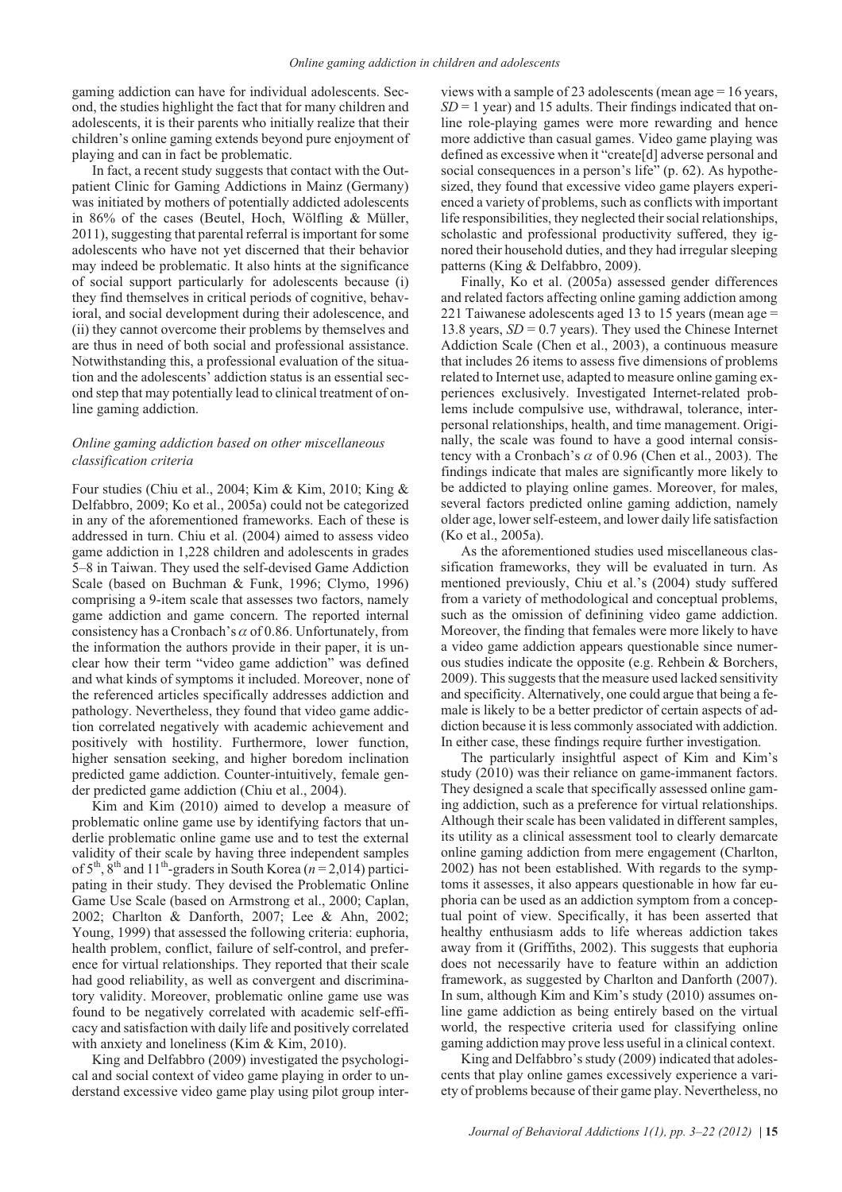gaming addiction can have for individual adolescents. Second, the studies highlight the fact that for many children and adolescents, it is their parents who initially realize that their children's online gaming extends beyond pure enjoyment of playing and can in fact be problematic.

In fact, a recent study suggests that contact with the Outpatient Clinic for Gaming Addictions in Mainz (Germany) was initiated by mothers of potentially addicted adolescents in 86% of the cases (Beutel, Hoch, Wölfling & Müller, 2011), suggesting that parental referral is important for some adolescents who have not yet discerned that their behavior may indeed be problematic. It also hints at the significance of social support particularly for adolescents because (i) they find themselves in critical periods of cognitive, behavioral, and social development during their adolescence, and (ii) they cannot overcome their problems by themselves and are thus in need of both social and professional assistance. Notwithstanding this, a professional evaluation of the situation and the adolescents' addiction status is an essential second step that may potentially lead to clinical treatment of online gaming addiction.

### *Online gaming addiction based on other miscellaneous classification criteria*

Four studies (Chiu et al., 2004; Kim & Kim, 2010; King & Delfabbro, 2009; Ko et al., 2005a) could not be categorized in any of the aforementioned frameworks. Each of these is addressed in turn. Chiu et al. (2004) aimed to assess video game addiction in 1,228 children and adolescents in grades 5–8 in Taiwan. They used the self-devised Game Addiction Scale (based on Buchman & Funk, 1996; Clymo, 1996) comprising a 9-item scale that assesses two factors, namely game addiction and game concern. The reported internal consistency has a Cronbach's $\alpha$ of 0.86. Unfortunately, from the information the authors provide in their paper, it is unclear how their term "video game addiction" was defined and what kinds of symptoms it included. Moreover, none of the referenced articles specifically addresses addiction and pathology. Nevertheless, they found that video game addiction correlated negatively with academic achievement and positively with hostility. Furthermore, lower function, higher sensation seeking, and higher boredom inclination predicted game addiction. Counter-intuitively, female gender predicted game addiction (Chiu et al., 2004).

Kim and Kim (2010) aimed to develop a measure of problematic online game use by identifying factors that underlie problematic online game use and to test the external validity of their scale by having three independent samples of 5th, 8th and 11th-graders in South Korea ($n = 2{,}014$) participating in their study. They devised the Problematic Online Game Use Scale (based on Armstrong et al., 2000; Caplan, 2002; Charlton & Danforth, 2007; Lee & Ahn, 2002; Young, 1999) that assessed the following criteria: euphoria, health problem, conflict, failure of self-control, and preference for virtual relationships. They reported that their scale had good reliability, as well as convergent and discriminatory validity. Moreover, problematic online game use was found to be negatively correlated with academic self-efficacy and satisfaction with daily life and positively correlated with anxiety and loneliness (Kim & Kim, 2010).

King and Delfabbro (2009) investigated the psychological and social context of video game playing in order to understand excessive video game play using pilot group interviews with a sample of 23 adolescents (mean age = 16 years, $SD = 1$ year) and 15 adults. Their findings indicated that online role-playing games were more rewarding and hence more addictive than casual games. Video game playing was defined as excessive when it "create[d] adverse personal and social consequences in a person's life" (p. 62). As hypothesized, they found that excessive video game players experienced a variety of problems, such as conflicts with important life responsibilities, they neglected their social relationships, scholastic and professional productivity suffered, they ignored their household duties, and they had irregular sleeping patterns (King & Delfabbro, 2009).

Finally, Ko et al. (2005a) assessed gender differences and related factors affecting online gaming addiction among 221 Taiwanese adolescents aged 13 to 15 years (mean age = 13.8 years, $SD = 0.7$ years). They used the Chinese Internet Addiction Scale (Chen et al., 2003), a continuous measure that includes 26 items to assess five dimensions of problems related to Internet use, adapted to measure online gaming experiences exclusively. Investigated Internet-related problems include compulsive use, withdrawal, tolerance, interpersonal relationships, health, and time management. Originally, the scale was found to have a good internal consistency with a Cronbach's $\alpha$ of 0.96 (Chen et al., 2003). The findings indicate that males are significantly more likely to be addicted to playing online games. Moreover, for males, several factors predicted online gaming addiction, namely older age, lower self-esteem, and lower daily life satisfaction (Ko et al., 2005a).

As the aforementioned studies used miscellaneous classification frameworks, they will be evaluated in turn. As mentioned previously, Chiu et al.'s (2004) study suffered from a variety of methodological and conceptual problems, such as the omission of definining video game addiction. Moreover, the finding that females were more likely to have a video game addiction appears questionable since numerous studies indicate the opposite (e.g. Rehbein & Borchers, 2009). This suggests that the measure used lacked sensitivity and specificity. Alternatively, one could argue that being a female is likely to be a better predictor of certain aspects of addiction because it is less commonly associated with addiction. In either case, these findings require further investigation.

The particularly insightful aspect of Kim and Kim's study (2010) was their reliance on game-immanent factors. They designed a scale that specifically assessed online gaming addiction, such as a preference for virtual relationships. Although their scale has been validated in different samples, its utility as a clinical assessment tool to clearly demarcate online gaming addiction from mere engagement (Charlton, 2002) has not been established. With regards to the symptoms it assesses, it also appears questionable in how far euphoria can be used as an addiction symptom from a conceptual point of view. Specifically, it has been asserted that healthy enthusiasm adds to life whereas addiction takes away from it (Griffiths, 2002). This suggests that euphoria does not necessarily have to feature within an addiction framework, as suggested by Charlton and Danforth (2007). In sum, although Kim and Kim's study (2010) assumes online game addiction as being entirely based on the virtual world, the respective criteria used for classifying online gaming addiction may prove less useful in a clinical context.

King and Delfabbro's study (2009) indicated that adolescents that play online games excessively experience a variety of problems because of their game play. Nevertheless, no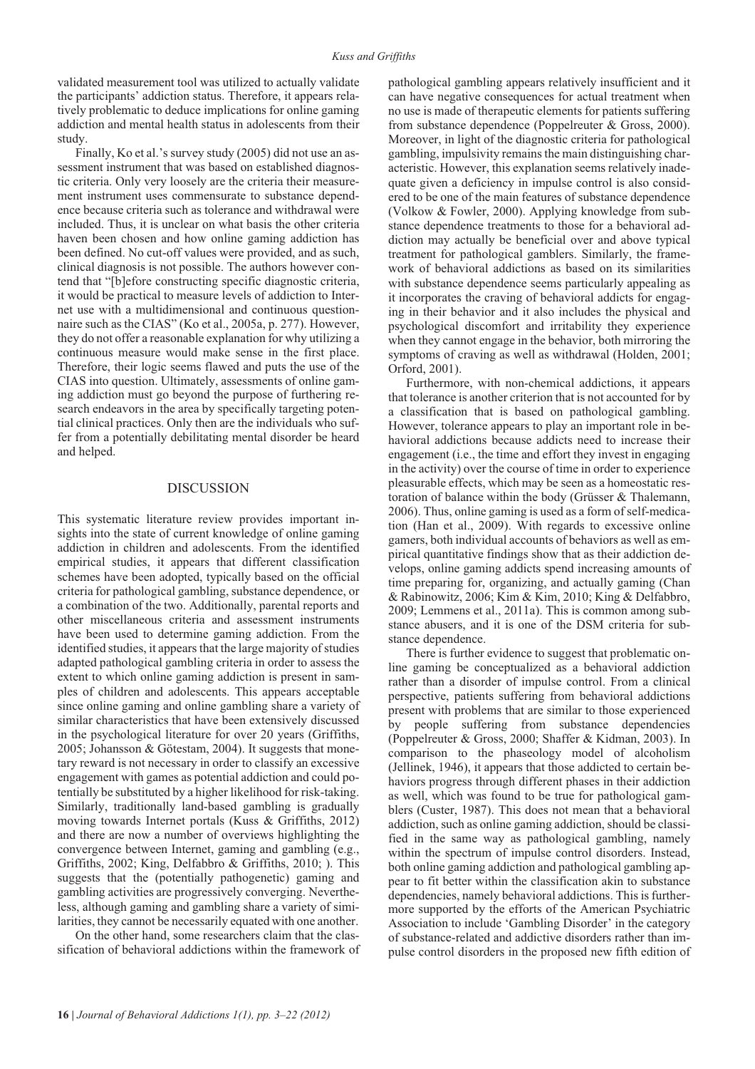validated measurement tool was utilized to actually validate the participants' addiction status. Therefore, it appears relatively problematic to deduce implications for online gaming addiction and mental health status in adolescents from their study.

Finally, Ko et al.'s survey study (2005) did not use an assessment instrument that was based on established diagnostic criteria. Only very loosely are the criteria their measurement instrument uses commensurate to substance dependence because criteria such as tolerance and withdrawal were included. Thus, it is unclear on what basis the other criteria haven been chosen and how online gaming addiction has been defined. No cut-off values were provided, and as such, clinical diagnosis is not possible. The authors however contend that "[b]efore constructing specific diagnostic criteria, it would be practical to measure levels of addiction to Internet use with a multidimensional and continuous questionnaire such as the CIAS" (Ko et al., 2005a, p. 277). However, they do not offer a reasonable explanation for why utilizing a continuous measure would make sense in the first place. Therefore, their logic seems flawed and puts the use of the CIAS into question. Ultimately, assessments of online gaming addiction must go beyond the purpose of furthering research endeavors in the area by specifically targeting potential clinical practices. Only then are the individuals who suffer from a potentially debilitating mental disorder be heard and helped.

## DISCUSSION

This systematic literature review provides important insights into the state of current knowledge of online gaming addiction in children and adolescents. From the identified empirical studies, it appears that different classification schemes have been adopted, typically based on the official criteria for pathological gambling, substance dependence, or a combination of the two. Additionally, parental reports and other miscellaneous criteria and assessment instruments have been used to determine gaming addiction. From the identified studies, it appears that the large majority of studies adapted pathological gambling criteria in order to assess the extent to which online gaming addiction is present in samples of children and adolescents. This appears acceptable since online gaming and online gambling share a variety of similar characteristics that have been extensively discussed in the psychological literature for over 20 years (Griffiths, 2005; Johansson & Götestam, 2004). It suggests that monetary reward is not necessary in order to classify an excessive engagement with games as potential addiction and could potentially be substituted by a higher likelihood for risk-taking. Similarly, traditionally land-based gambling is gradually moving towards Internet portals (Kuss & Griffiths, 2012) and there are now a number of overviews highlighting the convergence between Internet, gaming and gambling (e.g., Griffiths, 2002; King, Delfabbro & Griffiths, 2010; ). This suggests that the (potentially pathogenetic) gaming and gambling activities are progressively converging. Nevertheless, although gaming and gambling share a variety of similarities, they cannot be necessarily equated with one another.

On the other hand, some researchers claim that the classification of behavioral addictions within the framework of pathological gambling appears relatively insufficient and it can have negative consequences for actual treatment when no use is made of therapeutic elements for patients suffering from substance dependence (Poppelreuter & Gross, 2000). Moreover, in light of the diagnostic criteria for pathological gambling, impulsivity remains the main distinguishing characteristic. However, this explanation seems relatively inadequate given a deficiency in impulse control is also considered to be one of the main features of substance dependence (Volkow & Fowler, 2000). Applying knowledge from substance dependence treatments to those for a behavioral addiction may actually be beneficial over and above typical treatment for pathological gamblers. Similarly, the framework of behavioral addictions as based on its similarities with substance dependence seems particularly appealing as it incorporates the craving of behavioral addicts for engaging in their behavior and it also includes the physical and psychological discomfort and irritability they experience when they cannot engage in the behavior, both mirroring the symptoms of craving as well as withdrawal (Holden, 2001; Orford, 2001).

Furthermore, with non-chemical addictions, it appears that tolerance is another criterion that is not accounted for by a classification that is based on pathological gambling. However, tolerance appears to play an important role in behavioral addictions because addicts need to increase their engagement (i.e., the time and effort they invest in engaging in the activity) over the course of time in order to experience pleasurable effects, which may be seen as a homeostatic restoration of balance within the body (Grüsser & Thalemann, 2006). Thus, online gaming is used as a form of self-medication (Han et al., 2009). With regards to excessive online gamers, both individual accounts of behaviors as well as empirical quantitative findings show that as their addiction develops, online gaming addicts spend increasing amounts of time preparing for, organizing, and actually gaming (Chan & Rabinowitz, 2006; Kim & Kim, 2010; King & Delfabbro, 2009; Lemmens et al., 2011a). This is common among substance abusers, and it is one of the DSM criteria for substance dependence.

There is further evidence to suggest that problematic online gaming be conceptualized as a behavioral addiction rather than a disorder of impulse control. From a clinical perspective, patients suffering from behavioral addictions present with problems that are similar to those experienced by people suffering from substance dependencies (Poppelreuter & Gross, 2000; Shaffer & Kidman, 2003). In comparison to the phaseology model of alcoholism (Jellinek, 1946), it appears that those addicted to certain behaviors progress through different phases in their addiction as well, which was found to be true for pathological gamblers (Custer, 1987). This does not mean that a behavioral addiction, such as online gaming addiction, should be classified in the same way as pathological gambling, namely within the spectrum of impulse control disorders. Instead, both online gaming addiction and pathological gambling appear to fit better within the classification akin to substance dependencies, namely behavioral addictions. This is furthermore supported by the efforts of the American Psychiatric Association to include 'Gambling Disorder' in the category of substance-related and addictive disorders rather than impulse control disorders in the proposed new fifth edition of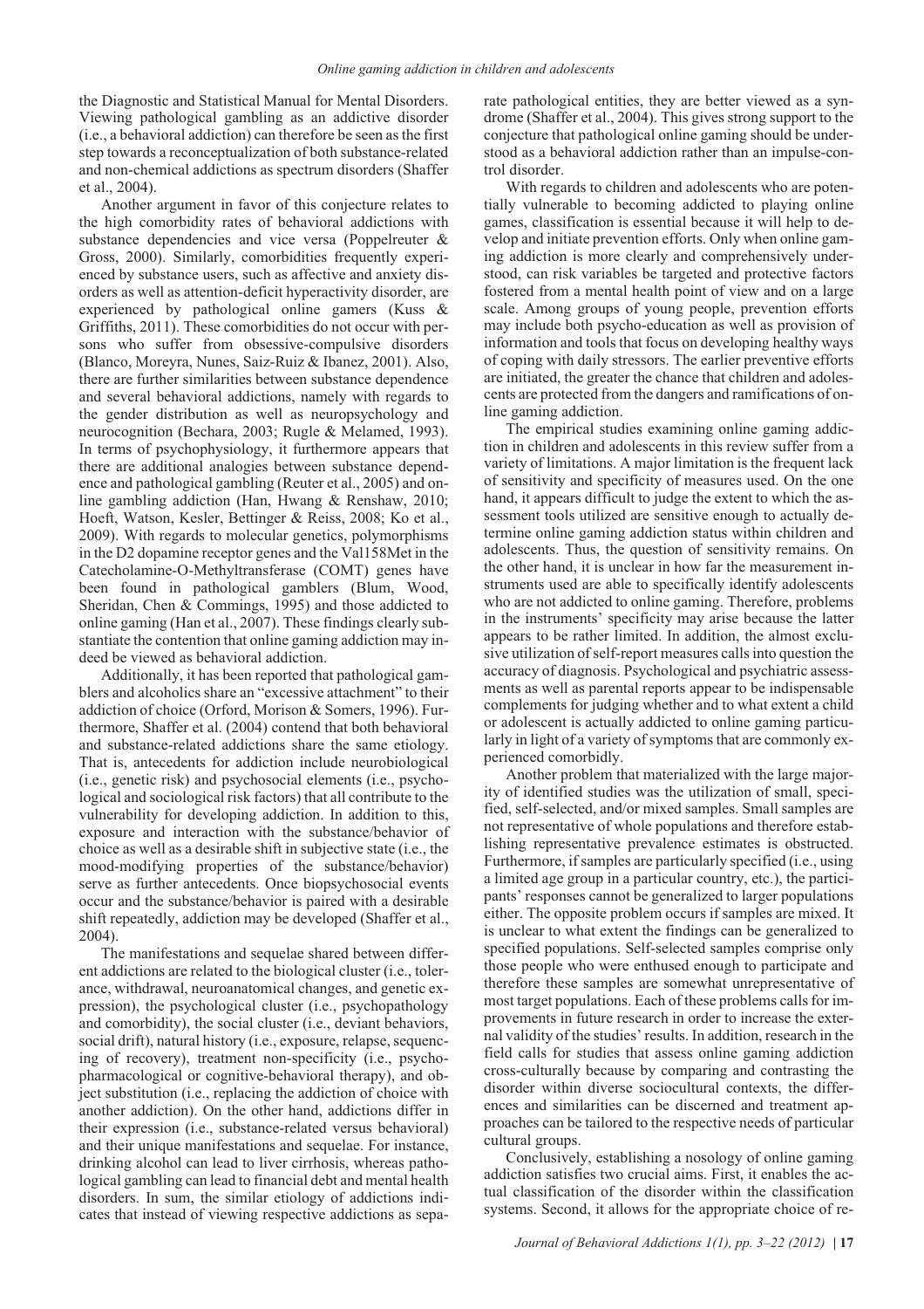the Diagnostic and Statistical Manual for Mental Disorders. Viewing pathological gambling as an addictive disorder (i.e., a behavioral addiction) can therefore be seen as the first step towards a reconceptualization of both substance-related and non-chemical addictions as spectrum disorders (Shaffer et al., 2004).

Another argument in favor of this conjecture relates to the high comorbidity rates of behavioral addictions with substance dependencies and vice versa (Poppelreuter & Gross, 2000). Similarly, comorbidities frequently experienced by substance users, such as affective and anxiety disorders as well as attention-deficit hyperactivity disorder, are experienced by pathological online gamers (Kuss & Griffiths, 2011). These comorbidities do not occur with persons who suffer from obsessive-compulsive disorders (Blanco, Moreyra, Nunes, Saiz-Ruiz & Ibanez, 2001). Also, there are further similarities between substance dependence and several behavioral addictions, namely with regards to the gender distribution as well as neuropsychology and neurocognition (Bechara, 2003; Rugle & Melamed, 1993). In terms of psychophysiology, it furthermore appears that there are additional analogies between substance dependence and pathological gambling (Reuter et al., 2005) and online gambling addiction (Han, Hwang & Renshaw, 2010; Hoeft, Watson, Kesler, Bettinger & Reiss, 2008; Ko et al., 2009). With regards to molecular genetics, polymorphisms in the D2 dopamine receptor genes and the Val158Met in the Catecholamine-O-Methyltransferase (COMT) genes have been found in pathological gamblers (Blum, Wood, Sheridan, Chen & Commings, 1995) and those addicted to online gaming (Han et al., 2007). These findings clearly substantiate the contention that online gaming addiction may indeed be viewed as behavioral addiction.

Additionally, it has been reported that pathological gamblers and alcoholics share an "excessive attachment" to their addiction of choice (Orford, Morison & Somers, 1996). Furthermore, Shaffer et al. (2004) contend that both behavioral and substance-related addictions share the same etiology. That is, antecedents for addiction include neurobiological (i.e., genetic risk) and psychosocial elements (i.e., psychological and sociological risk factors) that all contribute to the vulnerability for developing addiction. In addition to this, exposure and interaction with the substance/behavior of choice as well as a desirable shift in subjective state (i.e., the mood-modifying properties of the substance/behavior) serve as further antecedents. Once biopsychosocial events occur and the substance/behavior is paired with a desirable shift repeatedly, addiction may be developed (Shaffer et al., 2004).

The manifestations and sequelae shared between different addictions are related to the biological cluster (i.e., tolerance, withdrawal, neuroanatomical changes, and genetic expression), the psychological cluster (i.e., psychopathology and comorbidity), the social cluster (i.e., deviant behaviors, social drift), natural history (i.e., exposure, relapse, sequencing of recovery), treatment non-specificity (i.e., psychopharmacological or cognitive-behavioral therapy), and object substitution (i.e., replacing the addiction of choice with another addiction). On the other hand, addictions differ in their expression (i.e., substance-related versus behavioral) and their unique manifestations and sequelae. For instance, drinking alcohol can lead to liver cirrhosis, whereas pathological gambling can lead to financial debt and mental health disorders. In sum, the similar etiology of addictions indicates that instead of viewing respective addictions as separate pathological entities, they are better viewed as a syndrome (Shaffer et al., 2004). This gives strong support to the conjecture that pathological online gaming should be understood as a behavioral addiction rather than an impulse-control disorder.

With regards to children and adolescents who are potentially vulnerable to becoming addicted to playing online games, classification is essential because it will help to develop and initiate prevention efforts. Only when online gaming addiction is more clearly and comprehensively understood, can risk variables be targeted and protective factors fostered from a mental health point of view and on a large scale. Among groups of young people, prevention efforts may include both psycho-education as well as provision of information and tools that focus on developing healthy ways of coping with daily stressors. The earlier preventive efforts are initiated, the greater the chance that children and adolescents are protected from the dangers and ramifications of online gaming addiction.

The empirical studies examining online gaming addiction in children and adolescents in this review suffer from a variety of limitations. A major limitation is the frequent lack of sensitivity and specificity of measures used. On the one hand, it appears difficult to judge the extent to which the assessment tools utilized are sensitive enough to actually determine online gaming addiction status within children and adolescents. Thus, the question of sensitivity remains. On the other hand, it is unclear in how far the measurement instruments used are able to specifically identify adolescents who are not addicted to online gaming. Therefore, problems in the instruments' specificity may arise because the latter appears to be rather limited. In addition, the almost exclusive utilization of self-report measures calls into question the accuracy of diagnosis. Psychological and psychiatric assessments as well as parental reports appear to be indispensable complements for judging whether and to what extent a child or adolescent is actually addicted to online gaming particularly in light of a variety of symptoms that are commonly experienced comorbidly.

Another problem that materialized with the large majority of identified studies was the utilization of small, specified, self-selected, and/or mixed samples. Small samples are not representative of whole populations and therefore establishing representative prevalence estimates is obstructed. Furthermore, if samples are particularly specified (i.e., using a limited age group in a particular country, etc.), the participants' responses cannot be generalized to larger populations either. The opposite problem occurs if samples are mixed. It is unclear to what extent the findings can be generalized to specified populations. Self-selected samples comprise only those people who were enthused enough to participate and therefore these samples are somewhat unrepresentative of most target populations. Each of these problems calls for improvements in future research in order to increase the external validity of the studies' results. In addition, research in the field calls for studies that assess online gaming addiction cross-culturally because by comparing and contrasting the disorder within diverse sociocultural contexts, the differences and similarities can be discerned and treatment approaches can be tailored to the respective needs of particular cultural groups.

Conclusively, establishing a nosology of online gaming addiction satisfies two crucial aims. First, it enables the actual classification of the disorder within the classification systems. Second, it allows for the appropriate choice of re-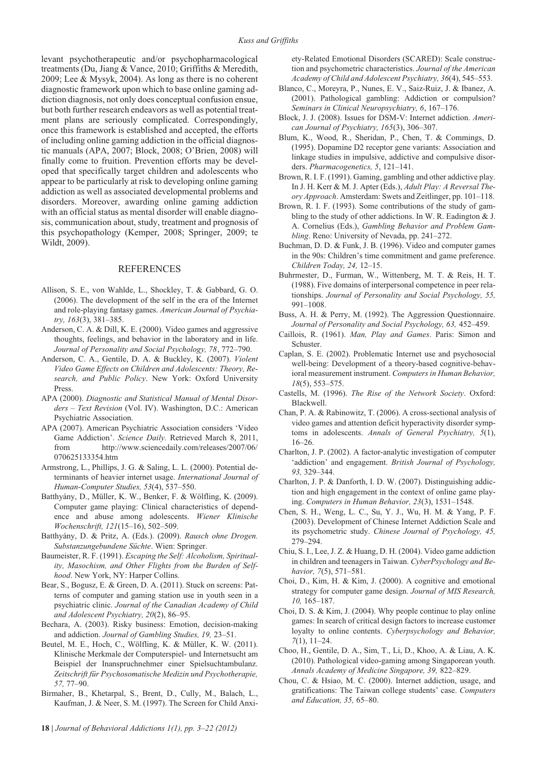levant psychotherapeutic and/or psychopharmacological treatments (Du, Jiang & Vance, 2010; Griffiths & Meredith, 2009; Lee & Mysyk, 2004). As long as there is no coherent diagnostic framework upon which to base online gaming addiction diagnosis, not only does conceptual confusion ensue, but both further research endeavors as well as potential treatment plans are seriously complicated. Correspondingly, once this framework is established and accepted, the efforts of including online gaming addiction in the official diagnostic manuals (APA, 2007; Block, 2008; O'Brien, 2008) will finally come to fruition. Prevention efforts may be developed that specifically target children and adolescents who appear to be particularly at risk to developing online gaming addiction as well as associated developmental problems and disorders. Moreover, awarding online gaming addiction with an official status as mental disorder will enable diagnosis, communication about, study, treatment and prognosis of this psychopathology (Kemper, 2008; Springer, 2009; te Wildt, 2009).

## REFERENCES

Allison, S. E., von Wahlde, L., Shockley, T. & Gabbard, G. O. (2006). The development of the self in the era of the Internet and role-playing fantasy games. *American Journal of Psychiatry, 163*(3), 381–385.

Anderson, C. A. & Dill, K. E. (2000). Video games and aggressive thoughts, feelings, and behavior in the laboratory and in life. *Journal of Personality and Social Psychology, 78*, 772–790.

Anderson, C. A., Gentile, D. A. & Buckley, K. (2007). *Violent Video Game Effects on Children and Adolescents: Theory, Research, and Public Policy*. New York: Oxford University Press.

APA (2000). *Diagnostic and Statistical Manual of Mental Disorders – Text Revision* (Vol. IV). Washington, D.C.: American Psychiatric Association.

APA (2007). American Psychiatric Association considers 'Video Game Addiction'. *Science Daily.* Retrieved March 8, 2011, from http://www.sciencedaily.com/releases/2007/06/070625133354.htm

Armstrong, L., Phillips, J. G. & Saling, L. L. (2000). Potential determinants of heavier internet usage. *International Journal of Human-Computer Studies, 53*(4), 537–550.

Batthyány, D., Müller, K. W., Benker, F. & Wölfling, K. (2009). Computer game playing: Clinical characteristics of dependence and abuse among adolescents. *Wiener Klinische Wochenschrift, 121*(15–16), 502–509.

Batthyány, D. & Pritz, A. (Eds.). (2009). *Rausch ohne Drogen. Substanzungebundene Süchte*. Wien: Springer.

Baumeister, R. F. (1991). *Escaping the Self: Alcoholism, Spirituality, Masochism, and Other Flights from the Burden of Selfhood*. New York, NY: Harper Collins.

Bear, S., Bogusz, E. & Green, D. A. (2011). Stuck on screens: Patterns of computer and gaming station use in youth seen in a psychiatric clinic. *Journal of the Canadian Academy of Child and Adolescent Psychiatry, 20*(2), 86–95.

Bechara, A. (2003). Risky business: Emotion, decision-making and addiction. *Journal of Gambling Studies, 19,* 23–51.

Beutel, M. E., Hoch, C., Wölfling, K. & Müller, K. W. (2011). Klinische Merkmale der Computerspiel- und Internetsucht am Beispiel der Inanspruchnehmer einer Spielsuchtambulanz. *Zeitschrift für Psychosomatische Medizin und Psychotherapie, 57,* 77–90.

Birmaher, B., Khetarpal, S., Brent, D., Cully, M., Balach, L., Kaufman, J. & Neer, S. M. (1997). The Screen for Child Anxiety-Related Emotional Disorders (SCARED): Scale construction and psychometric characteristics. *Journal of the American Academy of Child and Adolescent Psychiatry, 36*(4), 545–553.

Blanco, C., Moreyra, P., Nunes, E. V., Saiz-Ruiz, J. & Ibanez, A. (2001). Pathological gambling: Addiction or compulsion? *Seminars in Clinical Neuropsychiatry, 6*, 167–176.

Block, J. J. (2008). Issues for DSM-V: Internet addiction. *American Journal of Psychiatry, 165*(3), 306–307.

Blum, K., Wood, R., Sheridan, P., Chen, T. & Commings, D. (1995). Dopamine D2 receptor gene variants: Association and linkage studies in impulsive, addictive and compulsive disorders. *Pharmacogenetics, 5*, 121–141.

Brown, R. I. F. (1991). Gaming, gambling and other addictive play. In J. H. Kerr & M. J. Apter (Eds.), *Adult Play: A Reversal Theory Approach*. Amsterdam: Swets and Zeitlinger, pp. 101–118.

Brown, R. I. F. (1993). Some contributions of the study of gambling to the study of other addictions. In W. R. Eadington & J. A. Cornelius (Eds.), *Gambling Behavior and Problem Gambling*. Reno: University of Nevada, pp. 241–272.

Buchman, D. D. & Funk, J. B. (1996). Video and computer games in the 90s: Children's time commitment and game preference. *Children Today, 24,* 12–15.

Buhrmester, D., Furman, W., Wittenberg, M. T. & Reis, H. T. (1988). Five domains of interpersonal competence in peer relationships. *Journal of Personality and Social Psychology, 55,* 991–1008.

Buss, A. H. & Perry, M. (1992). The Aggression Questionnaire. *Journal of Personality and Social Psychology, 63,* 452–459.

Caillois, R. (1961). *Man, Play and Games*. Paris: Simon and Schuster.

Caplan, S. E. (2002). Problematic Internet use and psychosocial well-being: Development of a theory-based cognitive-behavioral measurement instrument. *Computers in Human Behavior, 18*(5), 553–575.

Castells, M. (1996). *The Rise of the Network Society*. Oxford: Blackwell.

Chan, P. A. & Rabinowitz, T. (2006). A cross-sectional analysis of video games and attention deficit hyperactivity disorder symptoms in adolescents. *Annals of General Psychiatry, 5*(1), 16–26.

Charlton, J. P. (2002). A factor-analytic investigation of computer 'addiction' and engagement. *British Journal of Psychology, 93,* 329–344.

Charlton, J. P. & Danforth, I. D. W. (2007). Distinguishing addiction and high engagement in the context of online game playing. *Computers in Human Behavior, 23*(3), 1531–1548.

Chen, S. H., Weng, L. C., Su, Y. J., Wu, H. M. & Yang, P. F. (2003). Development of Chinese Internet Addiction Scale and its psychometric study. *Chinese Journal of Psychology, 45,* 279–294.

Chiu, S. I., Lee, J. Z. & Huang, D. H. (2004). Video game addiction in children and teenagers in Taiwan. *CyberPsychology and Behavior, 7*(5), 571–581.

Choi, D., Kim, H. & Kim, J. (2000). A cognitive and emotional strategy for computer game design. *Journal of MIS Research, 10,* 165–187.

Choi, D. S. & Kim, J. (2004). Why people continue to play online games: In search of critical design factors to increase customer loyalty to online contents. *Cyberpsychology and Behavior, 7*(1), 11–24.

Choo, H., Gentile, D. A., Sim, T., Li, D., Khoo, A. & Liau, A. K. (2010). Pathological video-gaming among Singaporean youth. *Annals Academy of Medicine Singapore, 39,* 822–829.

Chou, C. & Hsiao, M. C. (2000). Internet addiction, usage, and gratifications: The Taiwan college students' case. *Computers and Education, 35,* 65–80.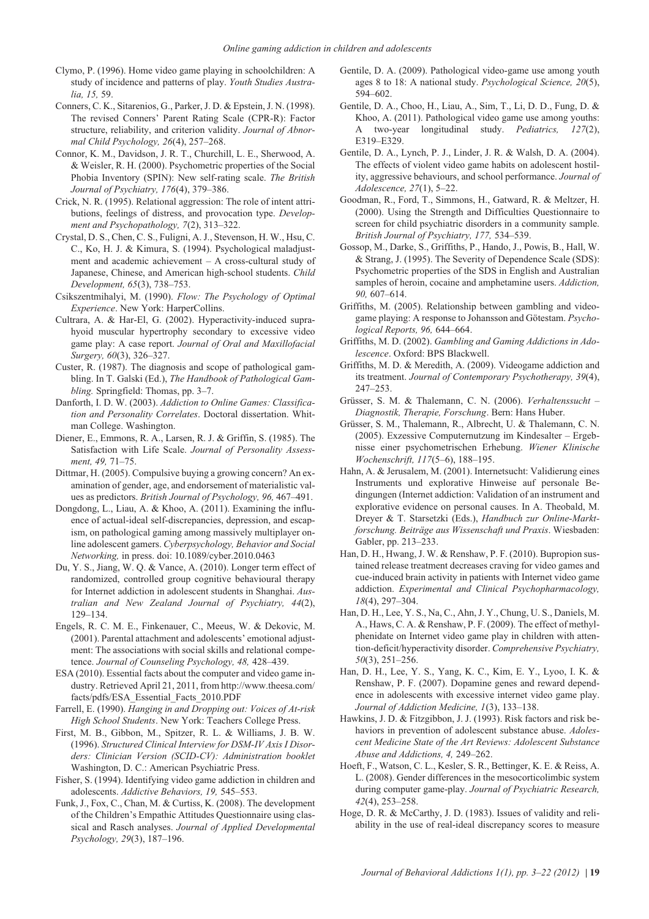Clymo, P. (1996). Home video game playing in schoolchildren: A study of incidence and patterns of play. *Youth Studies Australia, 15,* 59.

Conners, C. K., Sitarenios, G., Parker, J. D. & Epstein, J. N. (1998). The revised Conners' Parent Rating Scale (CPR-R): Factor structure, reliability, and criterion validity. *Journal of Abnormal Child Psychology, 26*(4), 257–268.

Connor, K. M., Davidson, J. R. T., Churchill, L. E., Sherwood, A. & Weisler, R. H. (2000). Psychometric properties of the Social Phobia Inventory (SPIN): New self-rating scale. *The British Journal of Psychiatry, 176*(4), 379–386.

Crick, N. R. (1995). Relational aggression: The role of intent attributions, feelings of distress, and provocation type. *Development and Psychopathology, 7*(2), 313–322.

Crystal, D. S., Chen, C. S., Fuligni, A. J., Stevenson, H. W., Hsu, C. C., Ko, H. J. & Kimura, S. (1994). Psychological maladjustment and academic achievement – A cross-cultural study of Japanese, Chinese, and American high-school students. *Child Development, 65*(3), 738–753.

Csikszentmihalyi, M. (1990). *Flow: The Psychology of Optimal Experience*. New York: HarperCollins.

Cultrara, A. & Har-El, G. (2002). Hyperactivity-induced suprahyoid muscular hypertrophy secondary to excessive video game play: A case report. *Journal of Oral and Maxillofacial Surgery, 60*(3), 326–327.

Custer, R. (1987). The diagnosis and scope of pathological gambling. In T. Galski (Ed.), *The Handbook of Pathological Gambling.* Springfield: Thomas, pp. 3–7.

Danforth, I. D. W. (2003). *Addiction to Online Games: Classification and Personality Correlates*. Doctoral dissertation. Whitman College. Washington.

Diener, E., Emmons, R. A., Larsen, R. J. & Griffin, S. (1985). The Satisfaction with Life Scale. *Journal of Personality Assessment, 49,* 71–75.

Dittmar, H. (2005). Compulsive buying a growing concern? An examination of gender, age, and endorsement of materialistic values as predictors. *British Journal of Psychology, 96,* 467–491.

Dongdong, L., Liau, A. & Khoo, A. (2011). Examining the influence of actual-ideal self-discrepancies, depression, and escapism, on pathological gaming among massively multiplayer online adolescent gamers. *Cyberpsychology, Behavior and Social Networking,* in press. doi: 10.1089/cyber.2010.0463

Du, Y. S., Jiang, W. Q. & Vance, A. (2010). Longer term effect of randomized, controlled group cognitive behavioural therapy for Internet addiction in adolescent students in Shanghai. *Australian and New Zealand Journal of Psychiatry, 44*(2), 129–134.

Engels, R. C. M. E., Finkenauer, C., Meeus, W. & Dekovic, M. (2001). Parental attachment and adolescents' emotional adjustment: The associations with social skills and relational competence. *Journal of Counseling Psychology, 48,* 428–439.

ESA (2010). Essential facts about the computer and video game industry. Retrieved April 21, 2011, from http://www.theesa.com/facts/pdfs/ESA_Essential_Facts_2010.PDF

Farrell, E. (1990). *Hanging in and Dropping out: Voices of At-risk High School Students*. New York: Teachers College Press.

First, M. B., Gibbon, M., Spitzer, R. L. & Williams, J. B. W. (1996). *Structured Clinical Interview for DSM-IV Axis I Disorders: Clinician Version (SCID-CV): Administration booklet* Washington, D. C.: American Psychiatric Press.

Fisher, S. (1994). Identifying video game addiction in children and adolescents. *Addictive Behaviors, 19,* 545–553.

Funk, J., Fox, C., Chan, M. & Curtiss, K. (2008). The development of the Children's Empathic Attitudes Questionnaire using classical and Rasch analyses. *Journal of Applied Developmental Psychology, 29*(3), 187–196.

Gentile, D. A. (2009). Pathological video-game use among youth ages 8 to 18: A national study. *Psychological Science, 20*(5), 594–602.

Gentile, D. A., Choo, H., Liau, A., Sim, T., Li, D. D., Fung, D. & Khoo, A. (2011). Pathological video game use among youths: A two-year longitudinal study. *Pediatrics, 127*(2), E319–E329.

Gentile, D. A., Lynch, P. J., Linder, J. R. & Walsh, D. A. (2004). The effects of violent video game habits on adolescent hostility, aggressive behaviours, and school performance. *Journal of Adolescence, 27*(1), 5–22.

Goodman, R., Ford, T., Simmons, H., Gatward, R. & Meltzer, H. (2000). Using the Strength and Difficulties Questionnaire to screen for child psychiatric disorders in a community sample. *British Journal of Psychiatry, 177,* 534–539.

Gossop, M., Darke, S., Griffiths, P., Hando, J., Powis, B., Hall, W. & Strang, J. (1995). The Severity of Dependence Scale (SDS): Psychometric properties of the SDS in English and Australian samples of heroin, cocaine and amphetamine users. *Addiction, 90,* 607–614.

Griffiths, M. (2005). Relationship between gambling and videogame playing: A response to Johansson and Götestam. *Psychological Reports, 96,* 644–664.

Griffiths, M. D. (2002). *Gambling and Gaming Addictions in Adolescence*. Oxford: BPS Blackwell.

Griffiths, M. D. & Meredith, A. (2009). Videogame addiction and its treatment. *Journal of Contemporary Psychotherapy, 39*(4), 247–253.

Grüsser, S. M. & Thalemann, C. N. (2006). *Verhaltenssucht – Diagnostik, Therapie, Forschung*. Bern: Hans Huber.

Grüsser, S. M., Thalemann, R., Albrecht, U. & Thalemann, C. N. (2005). Exzessive Computernutzung im Kindesalter – Ergebnisse einer psychometrischen Erhebung. *Wiener Klinische Wochenschrift, 117*(5–6), 188–195.

Hahn, A. & Jerusalem, M. (2001). Internetsucht: Validierung eines Instruments und explorative Hinweise auf personale Bedingungen (Internet addiction: Validation of an instrument and explorative evidence on personal causes. In A. Theobald, M. Dreyer & T. Starsetzki (Eds.), *Handbuch zur Online-Marktforschung. Beiträge aus Wissenschaft und Praxis*. Wiesbaden: Gabler, pp. 213–233.

Han, D. H., Hwang, J. W. & Renshaw, P. F. (2010). Bupropion sustained release treatment decreases craving for video games and cue-induced brain activity in patients with Internet video game addiction. *Experimental and Clinical Psychopharmacology, 18*(4), 297–304.

Han, D. H., Lee, Y. S., Na, C., Ahn, J. Y., Chung, U. S., Daniels, M. A., Haws, C. A. & Renshaw, P. F. (2009). The effect of methylphenidate on Internet video game play in children with attention-deficit/hyperactivity disorder. *Comprehensive Psychiatry, 50*(3), 251–256.

Han, D. H., Lee, Y. S., Yang, K. C., Kim, E. Y., Lyoo, I. K. & Renshaw, P. F. (2007). Dopamine genes and reward dependence in adolescents with excessive internet video game play. *Journal of Addiction Medicine, 1*(3), 133–138.

Hawkins, J. D. & Fitzgibbon, J. J. (1993). Risk factors and risk behaviors in prevention of adolescent substance abuse. *Adolescent Medicine State of the Art Reviews: Adolescent Substance Abuse and Addictions, 4,* 249–262.

Hoeft, F., Watson, C. L., Kesler, S. R., Bettinger, K. E. & Reiss, A. L. (2008). Gender differences in the mesocorticolimbic system during computer game-play. *Journal of Psychiatric Research, 42*(4), 253–258.

Hoge, D. R. & McCarthy, J. D. (1983). Issues of validity and reliability in the use of real-ideal discrepancy scores to measure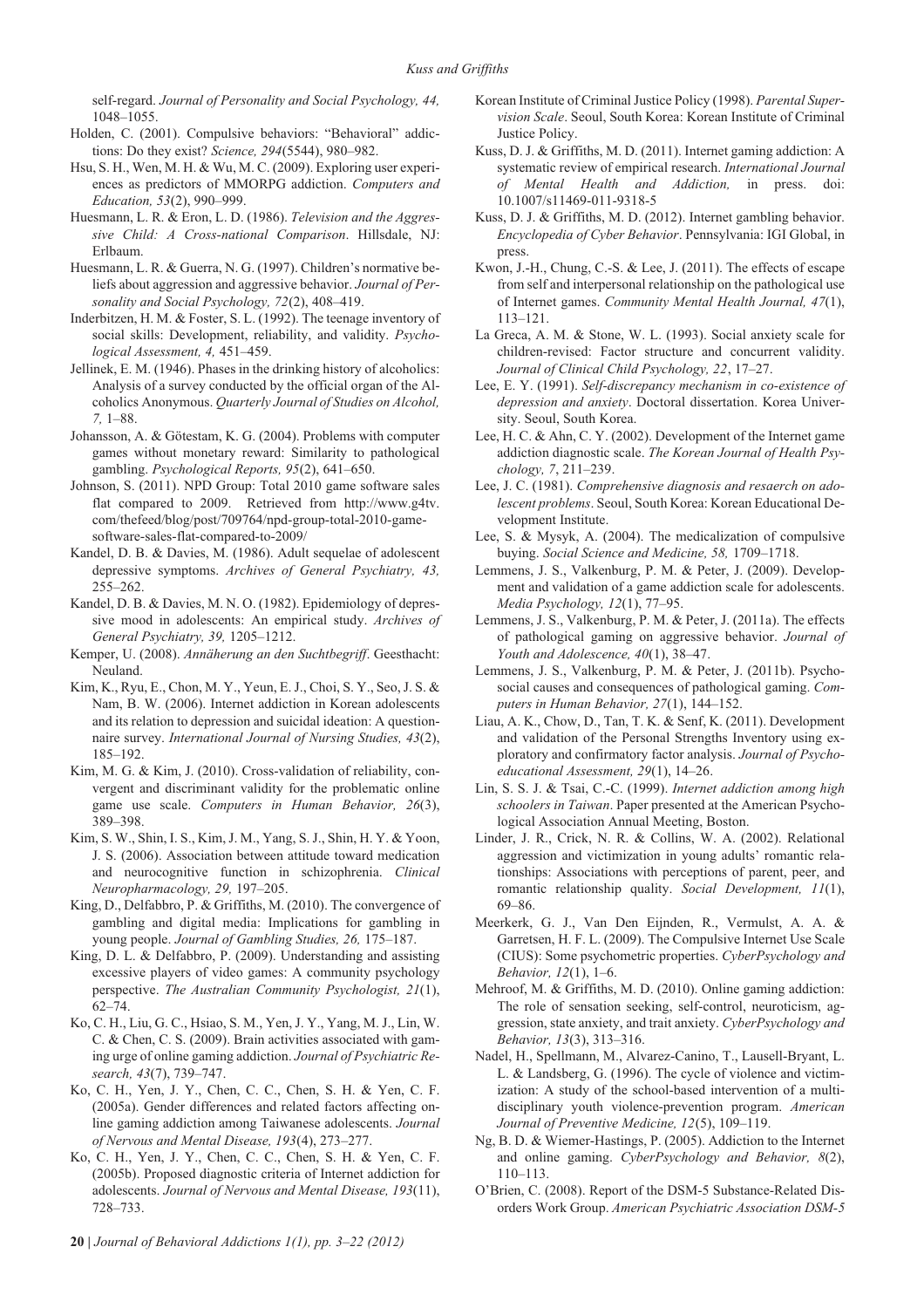self-regard. *Journal of Personality and Social Psychology, 44,* 1048–1055.

Holden, C. (2001). Compulsive behaviors: "Behavioral" addictions: Do they exist? *Science, 294*(5544), 980–982.

Hsu, S. H., Wen, M. H. & Wu, M. C. (2009). Exploring user experiences as predictors of MMORPG addiction. *Computers and Education, 53*(2), 990–999.

Huesmann, L. R. & Eron, L. D. (1986). *Television and the Aggressive Child: A Cross-national Comparison*. Hillsdale, NJ: Erlbaum.

Huesmann, L. R. & Guerra, N. G. (1997). Children's normative beliefs about aggression and aggressive behavior. *Journal of Personality and Social Psychology, 72*(2), 408–419.

Inderbitzen, H. M. & Foster, S. L. (1992). The teenage inventory of social skills: Development, reliability, and validity. *Psychological Assessment, 4,* 451–459.

Jellinek, E. M. (1946). Phases in the drinking history of alcoholics: Analysis of a survey conducted by the official organ of the Alcoholics Anonymous. *Quarterly Journal of Studies on Alcohol, 7,* 1–88.

Johansson, A. & Götestam, K. G. (2004). Problems with computer games without monetary reward: Similarity to pathological gambling. *Psychological Reports, 95*(2), 641–650.

Johnson, S. (2011). NPD Group: Total 2010 game software sales flat compared to 2009. Retrieved from http://www.g4tv.com/thefeed/blog/post/709764/npd-group-total-2010-game-software-sales-flat-compared-to-2009/

Kandel, D. B. & Davies, M. (1986). Adult sequelae of adolescent depressive symptoms. *Archives of General Psychiatry, 43,* 255–262.

Kandel, D. B. & Davies, M. N. O. (1982). Epidemiology of depressive mood in adolescents: An empirical study. *Archives of General Psychiatry, 39,* 1205–1212.

Kemper, U. (2008). *Annäherung an den Suchtbegriff*. Geesthacht: Neuland.

Kim, K., Ryu, E., Chon, M. Y., Yeun, E. J., Choi, S. Y., Seo, J. S. & Nam, B. W. (2006). Internet addiction in Korean adolescents and its relation to depression and suicidal ideation: A questionnaire survey. *International Journal of Nursing Studies, 43*(2), 185–192.

Kim, M. G. & Kim, J. (2010). Cross-validation of reliability, convergent and discriminant validity for the problematic online game use scale. *Computers in Human Behavior, 26*(3), 389–398.

Kim, S. W., Shin, I. S., Kim, J. M., Yang, S. J., Shin, H. Y. & Yoon, J. S. (2006). Association between attitude toward medication and neurocognitive function in schizophrenia. *Clinical Neuropharmacology, 29,* 197–205.

King, D., Delfabbro, P. & Griffiths, M. (2010). The convergence of gambling and digital media: Implications for gambling in young people. *Journal of Gambling Studies, 26,* 175–187.

King, D. L. & Delfabbro, P. (2009). Understanding and assisting excessive players of video games: A community psychology perspective. *The Australian Community Psychologist, 21*(1), 62–74.

Ko, C. H., Liu, G. C., Hsiao, S. M., Yen, J. Y., Yang, M. J., Lin, W. C. & Chen, C. S. (2009). Brain activities associated with gaming urge of online gaming addiction. *Journal of Psychiatric Research, 43*(7), 739–747.

Ko, C. H., Yen, J. Y., Chen, C. C., Chen, S. H. & Yen, C. F. (2005a). Gender differences and related factors affecting online gaming addiction among Taiwanese adolescents. *Journal of Nervous and Mental Disease, 193*(4), 273–277.

Ko, C. H., Yen, J. Y., Chen, C. C., Chen, S. H. & Yen, C. F. (2005b). Proposed diagnostic criteria of Internet addiction for adolescents. *Journal of Nervous and Mental Disease, 193*(11), 728–733.

Korean Institute of Criminal Justice Policy (1998). *Parental Supervision Scale*. Seoul, South Korea: Korean Institute of Criminal Justice Policy.

Kuss, D. J. & Griffiths, M. D. (2011). Internet gaming addiction: A systematic review of empirical research. *International Journal of Mental Health and Addiction,* in press. doi: 10.1007/s11469-011-9318-5

Kuss, D. J. & Griffiths, M. D. (2012). Internet gambling behavior. *Encyclopedia of Cyber Behavior*. Pennsylvania: IGI Global, in press.

Kwon, J.-H., Chung, C.-S. & Lee, J. (2011). The effects of escape from self and interpersonal relationship on the pathological use of Internet games. *Community Mental Health Journal, 47*(1), 113–121.

La Greca, A. M. & Stone, W. L. (1993). Social anxiety scale for children-revised: Factor structure and concurrent validity. *Journal of Clinical Child Psychology, 22*, 17–27.

Lee, E. Y. (1991). *Self-discrepancy mechanism in co-existence of depression and anxiety*. Doctoral dissertation. Korea University. Seoul, South Korea.

Lee, H. C. & Ahn, C. Y. (2002). Development of the Internet game addiction diagnostic scale. *The Korean Journal of Health Psychology, 7*, 211–239.

Lee, J. C. (1981). *Comprehensive diagnosis and resaerch on adolescent problems*. Seoul, South Korea: Korean Educational Development Institute.

Lee, S. & Mysyk, A. (2004). The medicalization of compulsive buying. *Social Science and Medicine, 58,* 1709–1718.

Lemmens, J. S., Valkenburg, P. M. & Peter, J. (2009). Development and validation of a game addiction scale for adolescents. *Media Psychology, 12*(1), 77–95.

Lemmens, J. S., Valkenburg, P. M. & Peter, J. (2011a). The effects of pathological gaming on aggressive behavior. *Journal of Youth and Adolescence, 40*(1), 38–47.

Lemmens, J. S., Valkenburg, P. M. & Peter, J. (2011b). Psychosocial causes and consequences of pathological gaming. *Computers in Human Behavior, 27*(1), 144–152.

Liau, A. K., Chow, D., Tan, T. K. & Senf, K. (2011). Development and validation of the Personal Strengths Inventory using exploratory and confirmatory factor analysis. *Journal of Psychoeducational Assessment, 29*(1), 14–26.

Lin, S. S. J. & Tsai, C.-C. (1999). *Internet addiction among high schoolers in Taiwan*. Paper presented at the American Psychological Association Annual Meeting, Boston.

Linder, J. R., Crick, N. R. & Collins, W. A. (2002). Relational aggression and victimization in young adults' romantic relationships: Associations with perceptions of parent, peer, and romantic relationship quality. *Social Development, 11*(1), 69–86.

Meerkerk, G. J., Van Den Eijnden, R., Vermulst, A. A. & Garretsen, H. F. L. (2009). The Compulsive Internet Use Scale (CIUS): Some psychometric properties. *CyberPsychology and Behavior, 12*(1), 1–6.

Mehroof, M. & Griffiths, M. D. (2010). Online gaming addiction: The role of sensation seeking, self-control, neuroticism, aggression, state anxiety, and trait anxiety. *CyberPsychology and Behavior, 13*(3), 313–316.

Nadel, H., Spellmann, M., Alvarez-Canino, T., Lausell-Bryant, L. L. & Landsberg, G. (1996). The cycle of violence and victimization: A study of the school-based intervention of a multidisciplinary youth violence-prevention program. *American Journal of Preventive Medicine, 12*(5), 109–119.

Ng, B. D. & Wiemer-Hastings, P. (2005). Addiction to the Internet and online gaming. *CyberPsychology and Behavior, 8*(2), 110–113.

O'Brien, C. (2008). Report of the DSM-5 Substance-Related Disorders Work Group. *American Psychiatric Association DSM-5*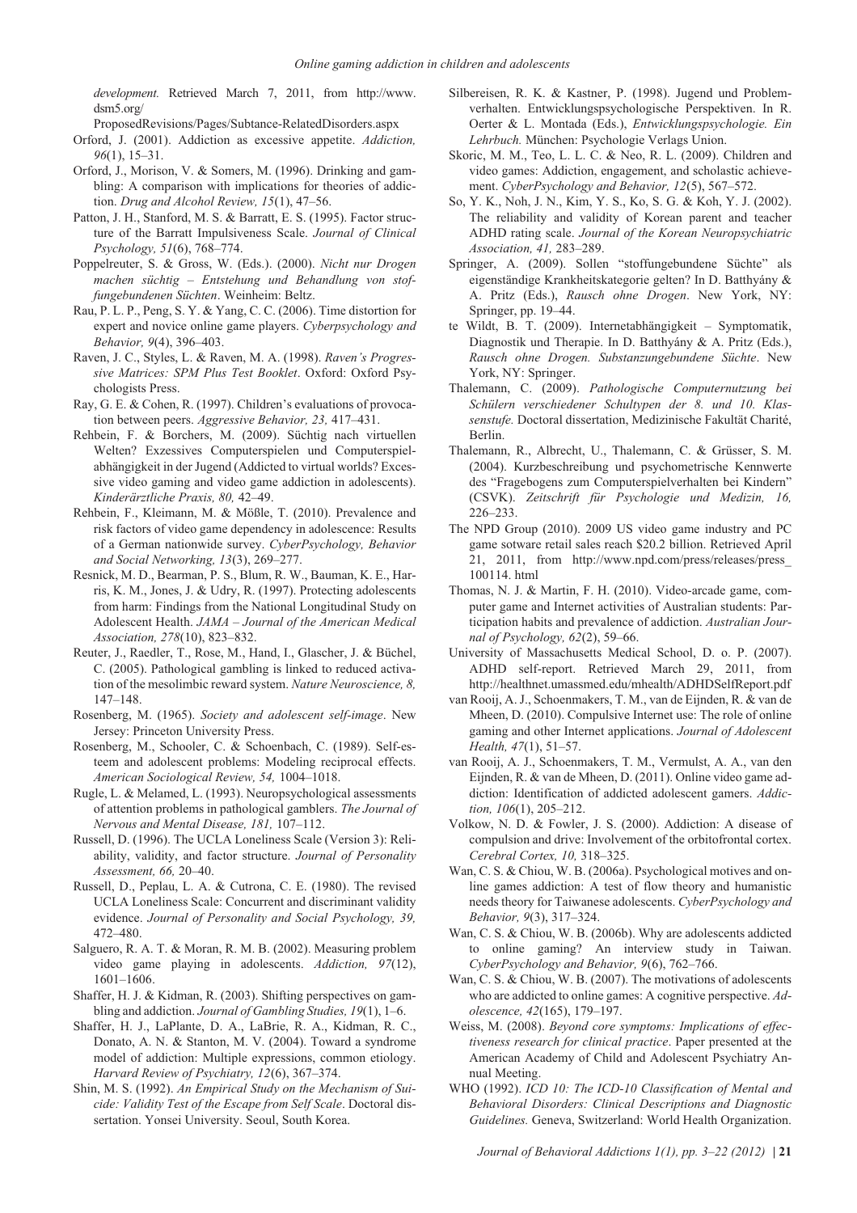*development.* Retrieved March 7, 2011, from http://www.dsm5.org/ProposedRevisions/Pages/Subtance-RelatedDisorders.aspx

Orford, J. (2001). Addiction as excessive appetite. *Addiction, 96*(1), 15–31.

Orford, J., Morison, V. & Somers, M. (1996). Drinking and gambling: A comparison with implications for theories of addiction. *Drug and Alcohol Review, 15*(1), 47–56.

Patton, J. H., Stanford, M. S. & Barratt, E. S. (1995). Factor structure of the Barratt Impulsiveness Scale. *Journal of Clinical Psychology, 51*(6), 768–774.

Poppelreuter, S. & Gross, W. (Eds.). (2000). *Nicht nur Drogen machen süchtig – Entstehung und Behandlung von stoffungebundenen Süchten*. Weinheim: Beltz.

Rau, P. L. P., Peng, S. Y. & Yang, C. C. (2006). Time distortion for expert and novice online game players. *Cyberpsychology and Behavior, 9*(4), 396–403.

Raven, J. C., Styles, L. & Raven, M. A. (1998). *Raven's Progressive Matrices: SPM Plus Test Booklet*. Oxford: Oxford Psychologists Press.

Ray, G. E. & Cohen, R. (1997). Children's evaluations of provocation between peers. *Aggressive Behavior, 23,* 417–431.

Rehbein, F. & Borchers, M. (2009). Süchtig nach virtuellen Welten? Exzessives Computerspielen und Computerspielabhängigkeit in der Jugend (Addicted to virtual worlds? Excessive video gaming and video game addiction in adolescents). *Kinderärztliche Praxis, 80,* 42–49.

Rehbein, F., Kleimann, M. & Mößle, T. (2010). Prevalence and risk factors of video game dependency in adolescence: Results of a German nationwide survey. *CyberPsychology, Behavior and Social Networking, 13*(3), 269–277.

Resnick, M. D., Bearman, P. S., Blum, R. W., Bauman, K. E., Harris, K. M., Jones, J. & Udry, R. (1997). Protecting adolescents from harm: Findings from the National Longitudinal Study on Adolescent Health. *JAMA – Journal of the American Medical Association, 278*(10), 823–832.

Reuter, J., Raedler, T., Rose, M., Hand, I., Glascher, J. & Büchel, C. (2005). Pathological gambling is linked to reduced activation of the mesolimbic reward system. *Nature Neuroscience, 8,* 147–148.

Rosenberg, M. (1965). *Society and adolescent self-image*. New Jersey: Princeton University Press.

Rosenberg, M., Schooler, C. & Schoenbach, C. (1989). Self-esteem and adolescent problems: Modeling reciprocal effects. *American Sociological Review, 54,* 1004–1018.

Rugle, L. & Melamed, L. (1993). Neuropsychological assessments of attention problems in pathological gamblers. *The Journal of Nervous and Mental Disease, 181,* 107–112.

Russell, D. (1996). The UCLA Loneliness Scale (Version 3): Reliability, validity, and factor structure. *Journal of Personality Assessment, 66,* 20–40.

Russell, D., Peplau, L. A. & Cutrona, C. E. (1980). The revised UCLA Loneliness Scale: Concurrent and discriminant validity evidence. *Journal of Personality and Social Psychology, 39,* 472–480.

Salguero, R. A. T. & Moran, R. M. B. (2002). Measuring problem video game playing in adolescents. *Addiction, 97*(12), 1601–1606.

Shaffer, H. J. & Kidman, R. (2003). Shifting perspectives on gambling and addiction. *Journal of Gambling Studies, 19*(1), 1–6.

Shaffer, H. J., LaPlante, D. A., LaBrie, R. A., Kidman, R. C., Donato, A. N. & Stanton, M. V. (2004). Toward a syndrome model of addiction: Multiple expressions, common etiology. *Harvard Review of Psychiatry, 12*(6), 367–374.

Shin, M. S. (1992). *An Empirical Study on the Mechanism of Suicide: Validity Test of the Escape from Self Scale*. Doctoral dissertation. Yonsei University. Seoul, South Korea.

Silbereisen, R. K. & Kastner, P. (1998). Jugend und Problemverhalten. Entwicklungspsychologische Perspektiven. In R. Oerter & L. Montada (Eds.), *Entwicklungspsychologie. Ein Lehrbuch.* München: Psychologie Verlags Union.

Skoric, M. M., Teo, L. L. C. & Neo, R. L. (2009). Children and video games: Addiction, engagement, and scholastic achievement. *CyberPsychology and Behavior, 12*(5), 567–572.

So, Y. K., Noh, J. N., Kim, Y. S., Ko, S. G. & Koh, Y. J. (2002). The reliability and validity of Korean parent and teacher ADHD rating scale. *Journal of the Korean Neuropsychiatric Association, 41,* 283–289.

Springer, A. (2009). Sollen "stoffungebundene Süchte" als eigenständige Krankheitskategorie gelten? In D. Batthyány & A. Pritz (Eds.), *Rausch ohne Drogen*. New York, NY: Springer, pp. 19–44.

te Wildt, B. T. (2009). Internetabhängigkeit – Symptomatik, Diagnostik und Therapie. In D. Batthyány & A. Pritz (Eds.), *Rausch ohne Drogen. Substanzungebundene Süchte*. New York, NY: Springer.

Thalemann, C. (2009). *Pathologische Computernutzung bei Schülern verschiedener Schultypen der 8. und 10. Klassenstufe.* Doctoral dissertation, Medizinische Fakultät Charité, Berlin.

Thalemann, R., Albrecht, U., Thalemann, C. & Grüsser, S. M. (2004). Kurzbeschreibung und psychometrische Kennwerte des "Fragebogens zum Computerspielverhalten bei Kindern" (CSVK). *Zeitschrift für Psychologie und Medizin, 16,* 226–233.

The NPD Group (2010). 2009 US video game industry and PC game sotware retail sales reach \$20.2 billion. Retrieved April 21, 2011, from http://www.npd.com/press/releases/press_100114.html

Thomas, N. J. & Martin, F. H. (2010). Video-arcade game, computer game and Internet activities of Australian students: Participation habits and prevalence of addiction. *Australian Journal of Psychology, 62*(2), 59–66.

University of Massachusetts Medical School, D. o. P. (2007). ADHD self-report. Retrieved March 29, 2011, from http://healthnet.umassmed.edu/mhealth/ADHDSelfReport.pdf

van Rooij, A. J., Schoenmakers, T. M., van de Eijnden, R. & van de Mheen, D. (2010). Compulsive Internet use: The role of online gaming and other Internet applications. *Journal of Adolescent Health, 47*(1), 51–57.

van Rooij, A. J., Schoenmakers, T. M., Vermulst, A. A., van den Eijnden, R. & van de Mheen, D. (2011). Online video game addiction: Identification of addicted adolescent gamers. *Addiction, 106*(1), 205–212.

Volkow, N. D. & Fowler, J. S. (2000). Addiction: A disease of compulsion and drive: Involvement of the orbitofrontal cortex. *Cerebral Cortex, 10,* 318–325.

Wan, C. S. & Chiou, W. B. (2006a). Psychological motives and online games addiction: A test of flow theory and humanistic needs theory for Taiwanese adolescents. *CyberPsychology and Behavior, 9*(3), 317–324.

Wan, C. S. & Chiou, W. B. (2006b). Why are adolescents addicted to online gaming? An interview study in Taiwan. *CyberPsychology and Behavior, 9*(6), 762–766.

Wan, C. S. & Chiou, W. B. (2007). The motivations of adolescents who are addicted to online games: A cognitive perspective. *Adolescence, 42*(165), 179–197.

Weiss, M. (2008). *Beyond core symptoms: Implications of effectiveness research for clinical practice*. Paper presented at the American Academy of Child and Adolescent Psychiatry Annual Meeting.

WHO (1992). *ICD 10: The ICD-10 Classification of Mental and Behavioral Disorders: Clinical Descriptions and Diagnostic Guidelines.* Geneva, Switzerland: World Health Organization.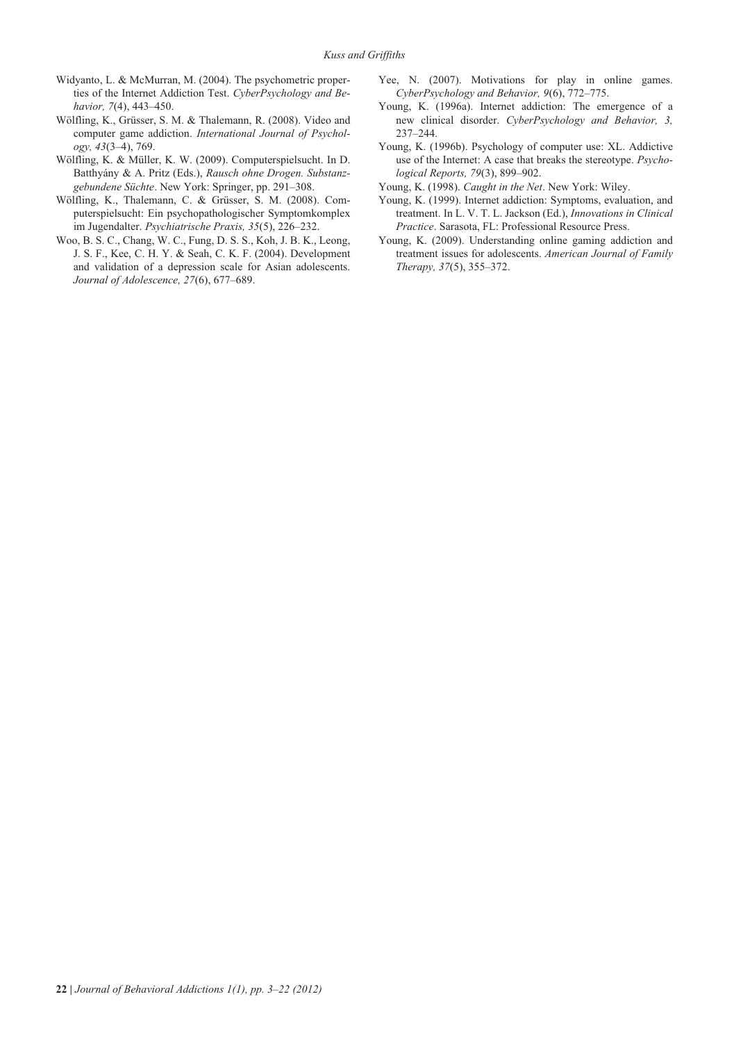Widyanto, L. & McMurran, M. (2004). The psychometric properties of the Internet Addiction Test. *CyberPsychology and Behavior, 7*(4), 443–450.

Wölfling, K., Grüsser, S. M. & Thalemann, R. (2008). Video and computer game addiction. *International Journal of Psychology, 43*(3–4), 769.

Wölfling, K. & Müller, K. W. (2009). Computerspielsucht. In D. Batthyány & A. Pritz (Eds.), *Rausch ohne Drogen. Substanzgebundene Süchte*. New York: Springer, pp. 291–308.

Wölfling, K., Thalemann, C. & Grüsser, S. M. (2008). Computerspielsucht: Ein psychopathologischer Symptomkomplex im Jugendalter. *Psychiatrische Praxis, 35*(5), 226–232.

Woo, B. S. C., Chang, W. C., Fung, D. S. S., Koh, J. B. K., Leong, J. S. F., Kee, C. H. Y. & Seah, C. K. F. (2004). Development and validation of a depression scale for Asian adolescents. *Journal of Adolescence, 27*(6), 677–689.

Yee, N. (2007). Motivations for play in online games. *CyberPsychology and Behavior, 9*(6), 772–775.

Young, K. (1996a). Internet addiction: The emergence of a new clinical disorder. *CyberPsychology and Behavior, 3,* 237–244.

Young, K. (1996b). Psychology of computer use: XL. Addictive use of the Internet: A case that breaks the stereotype. *Psychological Reports, 79*(3), 899–902.

Young, K. (1998). *Caught in the Net*. New York: Wiley.

Young, K. (1999). Internet addiction: Symptoms, evaluation, and treatment. In L. V. T. L. Jackson (Ed.), *Innovations in Clinical Practice*. Sarasota, FL: Professional Resource Press.

Young, K. (2009). Understanding online gaming addiction and treatment issues for adolescents. *American Journal of Family Therapy, 37*(5), 355–372.